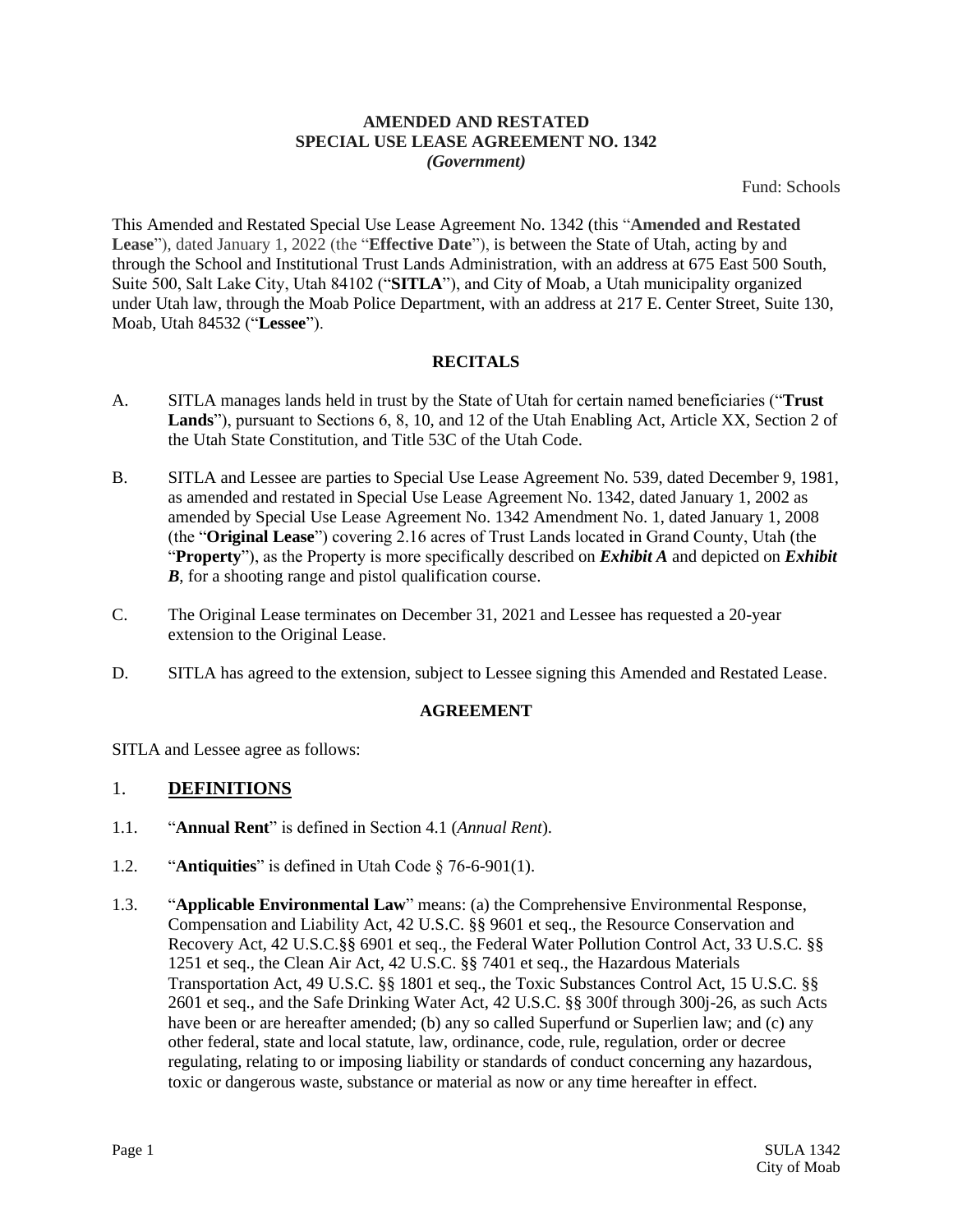**AMENDED AND RESTATED**
**SPECIAL USE LEASE AGREEMENT NO. 1342**
***(Government)***

Fund: Schools

This Amended and Restated Special Use Lease Agreement No. 1342 (this "**Amended and Restated Lease**"), dated January 1, 2022 (the "**Effective Date**"), is between the State of Utah, acting by and through the School and Institutional Trust Lands Administration, with an address at 675 East 500 South, Suite 500, Salt Lake City, Utah 84102 ("**SITLA**"), and City of Moab, a Utah municipality organized under Utah law, through the Moab Police Department, with an address at 217 E. Center Street, Suite 130, Moab, Utah 84532 ("**Lessee**").

## RECITALS

A. SITLA manages lands held in trust by the State of Utah for certain named beneficiaries ("**Trust Lands**"), pursuant to Sections 6, 8, 10, and 12 of the Utah Enabling Act, Article XX, Section 2 of the Utah State Constitution, and Title 53C of the Utah Code.

B. SITLA and Lessee are parties to Special Use Lease Agreement No. 539, dated December 9, 1981, as amended and restated in Special Use Lease Agreement No. 1342, dated January 1, 2002 as amended by Special Use Lease Agreement No. 1342 Amendment No. 1, dated January 1, 2008 (the "**Original Lease**") covering 2.16 acres of Trust Lands located in Grand County, Utah (the "**Property**"), as the Property is more specifically described on ***Exhibit A*** and depicted on ***Exhibit B***, for a shooting range and pistol qualification course.

C. The Original Lease terminates on December 31, 2021 and Lessee has requested a 20-year extension to the Original Lease.

D. SITLA has agreed to the extension, subject to Lessee signing this Amended and Restated Lease.

## AGREEMENT

SITLA and Lessee agree as follows:

## 1. DEFINITIONS

1.1. "**Annual Rent**" is defined in Section 4.1 (*Annual Rent*).

1.2. "**Antiquities**" is defined in Utah Code § 76-6-901(1).

1.3. "**Applicable Environmental Law**" means: (a) the Comprehensive Environmental Response, Compensation and Liability Act, 42 U.S.C. §§ 9601 et seq., the Resource Conservation and Recovery Act, 42 U.S.C.§§ 6901 et seq., the Federal Water Pollution Control Act, 33 U.S.C. §§ 1251 et seq., the Clean Air Act, 42 U.S.C. §§ 7401 et seq., the Hazardous Materials Transportation Act, 49 U.S.C. §§ 1801 et seq., the Toxic Substances Control Act, 15 U.S.C. §§ 2601 et seq., and the Safe Drinking Water Act, 42 U.S.C. §§ 300f through 300j-26, as such Acts have been or are hereafter amended; (b) any so called Superfund or Superlien law; and (c) any other federal, state and local statute, law, ordinance, code, rule, regulation, order or decree regulating, relating to or imposing liability or standards of conduct concerning any hazardous, toxic or dangerous waste, substance or material as now or any time hereafter in effect.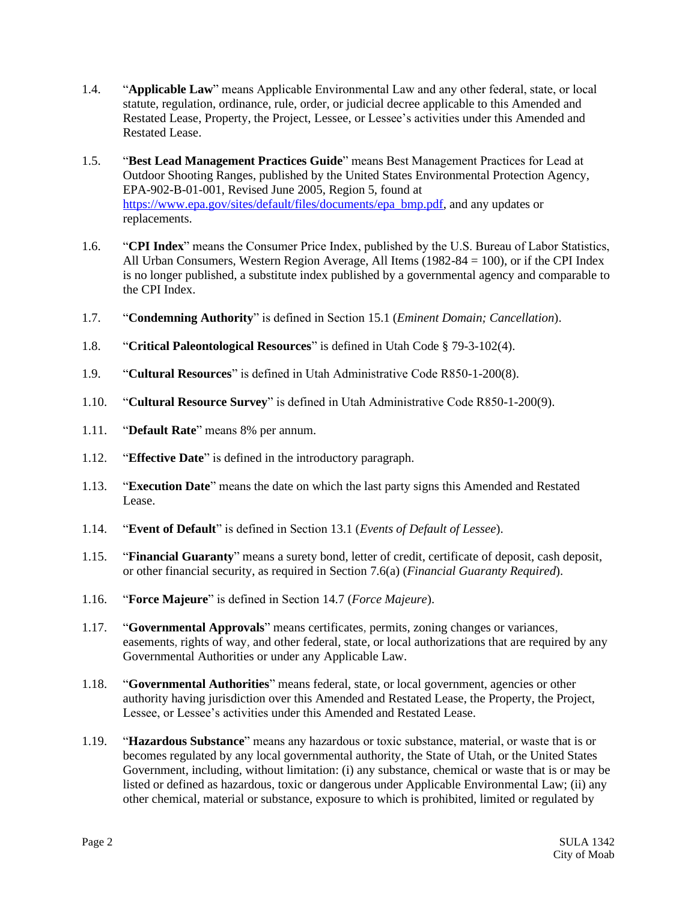1.4. "**Applicable Law**" means Applicable Environmental Law and any other federal, state, or local statute, regulation, ordinance, rule, order, or judicial decree applicable to this Amended and Restated Lease, Property, the Project, Lessee, or Lessee's activities under this Amended and Restated Lease.

1.5. "**Best Lead Management Practices Guide**" means Best Management Practices for Lead at Outdoor Shooting Ranges, published by the United States Environmental Protection Agency, EPA-902-B-01-001, Revised June 2005, Region 5, found at [https://www.epa.gov/sites/default/files/documents/epa_bmp.pdf](https://www.epa.gov/sites/default/files/documents/epa_bmp.pdf), and any updates or replacements.

1.6. "**CPI Index**" means the Consumer Price Index, published by the U.S. Bureau of Labor Statistics, All Urban Consumers, Western Region Average, All Items (1982-84 = 100), or if the CPI Index is no longer published, a substitute index published by a governmental agency and comparable to the CPI Index.

1.7. "**Condemning Authority**" is defined in Section 15.1 (*Eminent Domain; Cancellation*).

1.8. "**Critical Paleontological Resources**" is defined in Utah Code § 79-3-102(4).

1.9. "**Cultural Resources**" is defined in Utah Administrative Code R850-1-200(8).

1.10. "**Cultural Resource Survey**" is defined in Utah Administrative Code R850-1-200(9).

1.11. "**Default Rate**" means 8% per annum.

1.12. "**Effective Date**" is defined in the introductory paragraph.

1.13. "**Execution Date**" means the date on which the last party signs this Amended and Restated Lease.

1.14. "**Event of Default**" is defined in Section 13.1 (*Events of Default of Lessee*).

1.15. "**Financial Guaranty**" means a surety bond, letter of credit, certificate of deposit, cash deposit, or other financial security, as required in Section 7.6(a) (*Financial Guaranty Required*).

1.16. "**Force Majeure**" is defined in Section 14.7 (*Force Majeure*).

1.17. "**Governmental Approvals**" means certificates, permits, zoning changes or variances, easements, rights of way, and other federal, state, or local authorizations that are required by any Governmental Authorities or under any Applicable Law.

1.18. "**Governmental Authorities**" means federal, state, or local government, agencies or other authority having jurisdiction over this Amended and Restated Lease, the Property, the Project, Lessee, or Lessee's activities under this Amended and Restated Lease.

1.19. "**Hazardous Substance**" means any hazardous or toxic substance, material, or waste that is or becomes regulated by any local governmental authority, the State of Utah, or the United States Government, including, without limitation: (i) any substance, chemical or waste that is or may be listed or defined as hazardous, toxic or dangerous under Applicable Environmental Law; (ii) any other chemical, material or substance, exposure to which is prohibited, limited or regulated by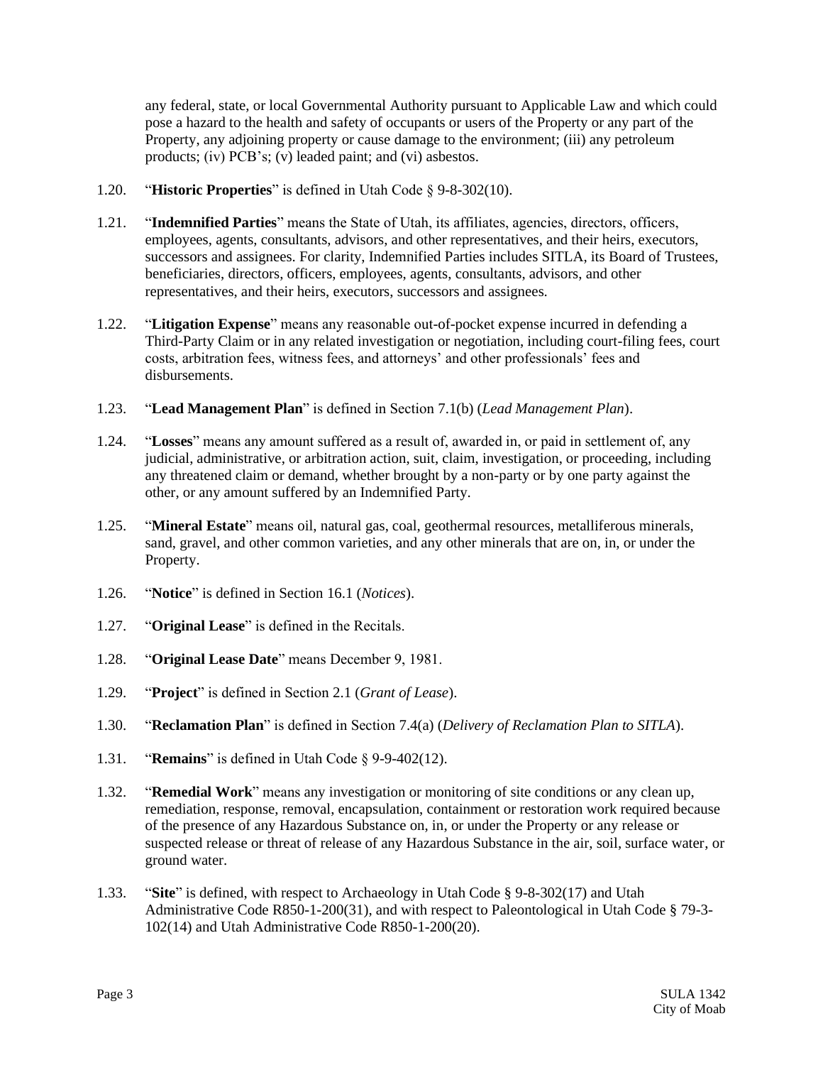any federal, state, or local Governmental Authority pursuant to Applicable Law and which could pose a hazard to the health and safety of occupants or users of the Property or any part of the Property, any adjoining property or cause damage to the environment; (iii) any petroleum products; (iv) PCB's; (v) leaded paint; and (vi) asbestos.

1.20. "**Historic Properties**" is defined in Utah Code § 9-8-302(10).

1.21. "**Indemnified Parties**" means the State of Utah, its affiliates, agencies, directors, officers, employees, agents, consultants, advisors, and other representatives, and their heirs, executors, successors and assignees. For clarity, Indemnified Parties includes SITLA, its Board of Trustees, beneficiaries, directors, officers, employees, agents, consultants, advisors, and other representatives, and their heirs, executors, successors and assignees.

1.22. "**Litigation Expense**" means any reasonable out-of-pocket expense incurred in defending a Third-Party Claim or in any related investigation or negotiation, including court-filing fees, court costs, arbitration fees, witness fees, and attorneys' and other professionals' fees and disbursements.

1.23. "**Lead Management Plan**" is defined in Section 7.1(b) (*Lead Management Plan*).

1.24. "**Losses**" means any amount suffered as a result of, awarded in, or paid in settlement of, any judicial, administrative, or arbitration action, suit, claim, investigation, or proceeding, including any threatened claim or demand, whether brought by a non-party or by one party against the other, or any amount suffered by an Indemnified Party.

1.25. "**Mineral Estate**" means oil, natural gas, coal, geothermal resources, metalliferous minerals, sand, gravel, and other common varieties, and any other minerals that are on, in, or under the Property.

1.26. "**Notice**" is defined in Section 16.1 (*Notices*).

1.27. "**Original Lease**" is defined in the Recitals.

1.28. "**Original Lease Date**" means December 9, 1981.

1.29. "**Project**" is defined in Section 2.1 (*Grant of Lease*).

1.30. "**Reclamation Plan**" is defined in Section 7.4(a) (*Delivery of Reclamation Plan to SITLA*).

1.31. "**Remains**" is defined in Utah Code § 9-9-402(12).

1.32. "**Remedial Work**" means any investigation or monitoring of site conditions or any clean up, remediation, response, removal, encapsulation, containment or restoration work required because of the presence of any Hazardous Substance on, in, or under the Property or any release or suspected release or threat of release of any Hazardous Substance in the air, soil, surface water, or ground water.

1.33. "**Site**" is defined, with respect to Archaeology in Utah Code § 9-8-302(17) and Utah Administrative Code R850-1-200(31), and with respect to Paleontological in Utah Code § 79-3-102(14) and Utah Administrative Code R850-1-200(20).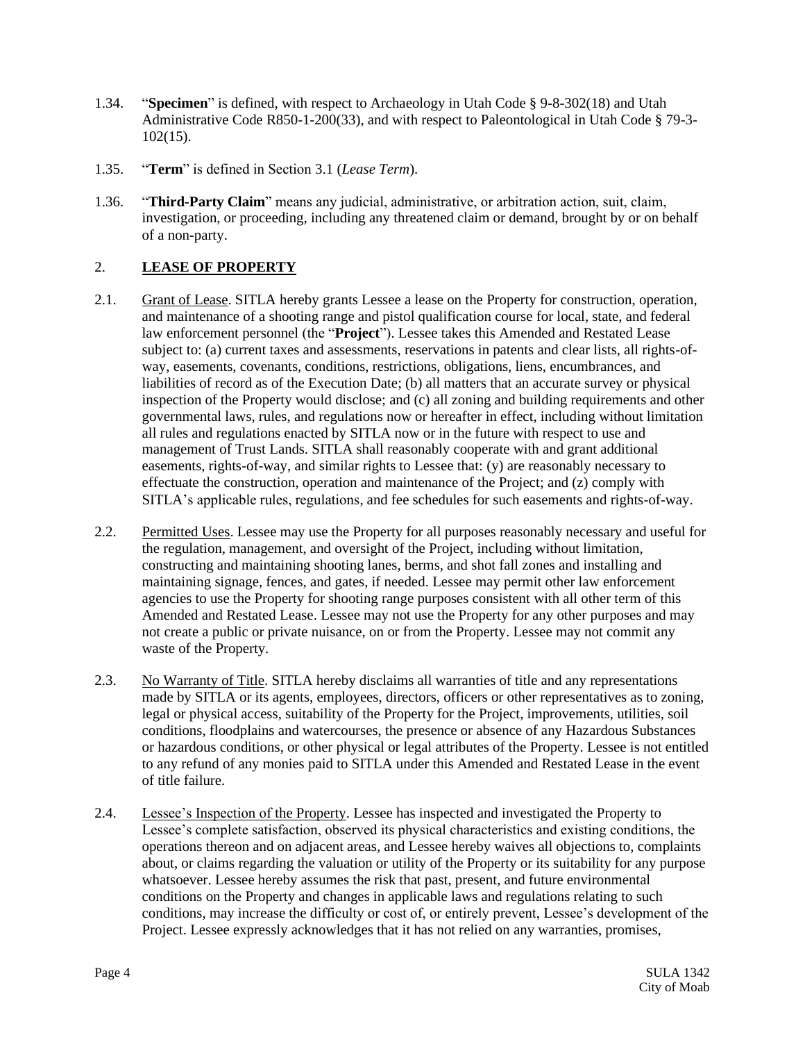1.34. "**Specimen**" is defined, with respect to Archaeology in Utah Code § 9-8-302(18) and Utah Administrative Code R850-1-200(33), and with respect to Paleontological in Utah Code § 79-3-102(15).

1.35. "**Term**" is defined in Section 3.1 (*Lease Term*).

1.36. "**Third-Party Claim**" means any judicial, administrative, or arbitration action, suit, claim, investigation, or proceeding, including any threatened claim or demand, brought by or on behalf of a non-party.

## 2. LEASE OF PROPERTY

2.1. Grant of Lease. SITLA hereby grants Lessee a lease on the Property for construction, operation, and maintenance of a shooting range and pistol qualification course for local, state, and federal law enforcement personnel (the "**Project**"). Lessee takes this Amended and Restated Lease subject to: (a) current taxes and assessments, reservations in patents and clear lists, all rights-of-way, easements, covenants, conditions, restrictions, obligations, liens, encumbrances, and liabilities of record as of the Execution Date; (b) all matters that an accurate survey or physical inspection of the Property would disclose; and (c) all zoning and building requirements and other governmental laws, rules, and regulations now or hereafter in effect, including without limitation all rules and regulations enacted by SITLA now or in the future with respect to use and management of Trust Lands. SITLA shall reasonably cooperate with and grant additional easements, rights-of-way, and similar rights to Lessee that: (y) are reasonably necessary to effectuate the construction, operation and maintenance of the Project; and (z) comply with SITLA's applicable rules, regulations, and fee schedules for such easements and rights-of-way.

2.2. Permitted Uses. Lessee may use the Property for all purposes reasonably necessary and useful for the regulation, management, and oversight of the Project, including without limitation, constructing and maintaining shooting lanes, berms, and shot fall zones and installing and maintaining signage, fences, and gates, if needed. Lessee may permit other law enforcement agencies to use the Property for shooting range purposes consistent with all other term of this Amended and Restated Lease. Lessee may not use the Property for any other purposes and may not create a public or private nuisance, on or from the Property. Lessee may not commit any waste of the Property.

2.3. No Warranty of Title. SITLA hereby disclaims all warranties of title and any representations made by SITLA or its agents, employees, directors, officers or other representatives as to zoning, legal or physical access, suitability of the Property for the Project, improvements, utilities, soil conditions, floodplains and watercourses, the presence or absence of any Hazardous Substances or hazardous conditions, or other physical or legal attributes of the Property. Lessee is not entitled to any refund of any monies paid to SITLA under this Amended and Restated Lease in the event of title failure.

2.4. Lessee's Inspection of the Property. Lessee has inspected and investigated the Property to Lessee's complete satisfaction, observed its physical characteristics and existing conditions, the operations thereon and on adjacent areas, and Lessee hereby waives all objections to, complaints about, or claims regarding the valuation or utility of the Property or its suitability for any purpose whatsoever. Lessee hereby assumes the risk that past, present, and future environmental conditions on the Property and changes in applicable laws and regulations relating to such conditions, may increase the difficulty or cost of, or entirely prevent, Lessee's development of the Project. Lessee expressly acknowledges that it has not relied on any warranties, promises,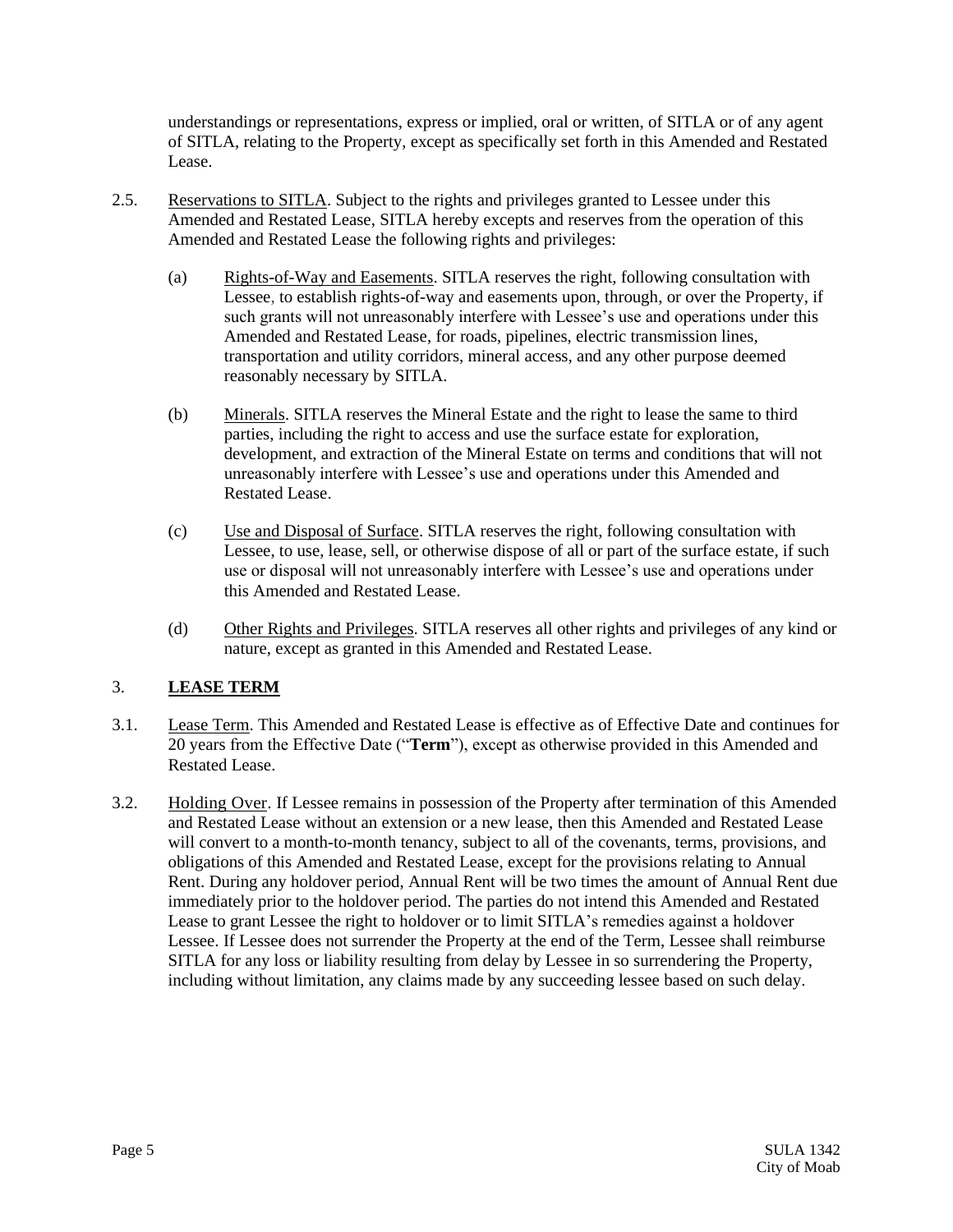understandings or representations, express or implied, oral or written, of SITLA or of any agent of SITLA, relating to the Property, except as specifically set forth in this Amended and Restated Lease.

2.5. Reservations to SITLA. Subject to the rights and privileges granted to Lessee under this Amended and Restated Lease, SITLA hereby excepts and reserves from the operation of this Amended and Restated Lease the following rights and privileges:

(a) Rights-of-Way and Easements. SITLA reserves the right, following consultation with Lessee, to establish rights-of-way and easements upon, through, or over the Property, if such grants will not unreasonably interfere with Lessee's use and operations under this Amended and Restated Lease, for roads, pipelines, electric transmission lines, transportation and utility corridors, mineral access, and any other purpose deemed reasonably necessary by SITLA.

(b) Minerals. SITLA reserves the Mineral Estate and the right to lease the same to third parties, including the right to access and use the surface estate for exploration, development, and extraction of the Mineral Estate on terms and conditions that will not unreasonably interfere with Lessee's use and operations under this Amended and Restated Lease.

(c) Use and Disposal of Surface. SITLA reserves the right, following consultation with Lessee, to use, lease, sell, or otherwise dispose of all or part of the surface estate, if such use or disposal will not unreasonably interfere with Lessee's use and operations under this Amended and Restated Lease.

(d) Other Rights and Privileges. SITLA reserves all other rights and privileges of any kind or nature, except as granted in this Amended and Restated Lease.

## 3. LEASE TERM

3.1. Lease Term. This Amended and Restated Lease is effective as of Effective Date and continues for 20 years from the Effective Date ("**Term**"), except as otherwise provided in this Amended and Restated Lease.

3.2. Holding Over. If Lessee remains in possession of the Property after termination of this Amended and Restated Lease without an extension or a new lease, then this Amended and Restated Lease will convert to a month-to-month tenancy, subject to all of the covenants, terms, provisions, and obligations of this Amended and Restated Lease, except for the provisions relating to Annual Rent. During any holdover period, Annual Rent will be two times the amount of Annual Rent due immediately prior to the holdover period. The parties do not intend this Amended and Restated Lease to grant Lessee the right to holdover or to limit SITLA's remedies against a holdover Lessee. If Lessee does not surrender the Property at the end of the Term, Lessee shall reimburse SITLA for any loss or liability resulting from delay by Lessee in so surrendering the Property, including without limitation, any claims made by any succeeding lessee based on such delay.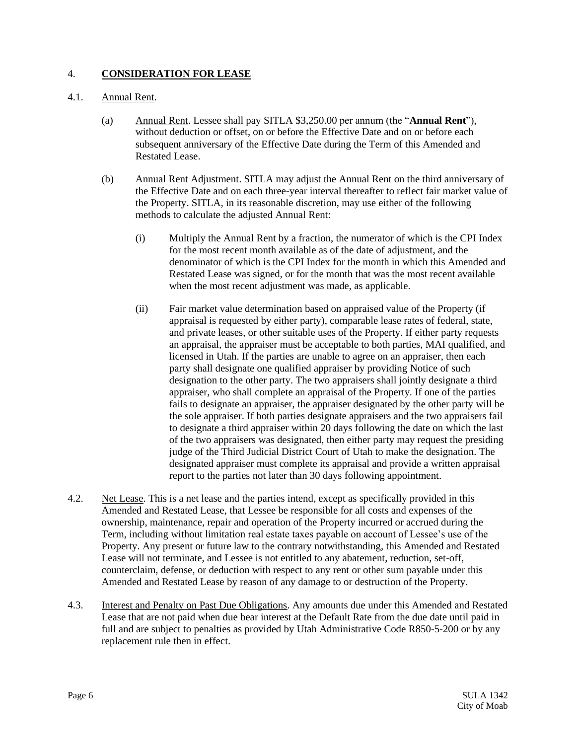## 4. **CONSIDERATION FOR LEASE**

4.1. Annual Rent.

(a) Annual Rent. Lessee shall pay SITLA $3,250.00 per annum (the "**Annual Rent**"), without deduction or offset, on or before the Effective Date and on or before each subsequent anniversary of the Effective Date during the Term of this Amended and Restated Lease.

(b) Annual Rent Adjustment. SITLA may adjust the Annual Rent on the third anniversary of the Effective Date and on each three-year interval thereafter to reflect fair market value of the Property. SITLA, in its reasonable discretion, may use either of the following methods to calculate the adjusted Annual Rent:

(i) Multiply the Annual Rent by a fraction, the numerator of which is the CPI Index for the most recent month available as of the date of adjustment, and the denominator of which is the CPI Index for the month in which this Amended and Restated Lease was signed, or for the month that was the most recent available when the most recent adjustment was made, as applicable.

(ii) Fair market value determination based on appraised value of the Property (if appraisal is requested by either party), comparable lease rates of federal, state, and private leases, or other suitable uses of the Property. If either party requests an appraisal, the appraiser must be acceptable to both parties, MAI qualified, and licensed in Utah. If the parties are unable to agree on an appraiser, then each party shall designate one qualified appraiser by providing Notice of such designation to the other party. The two appraisers shall jointly designate a third appraiser, who shall complete an appraisal of the Property. If one of the parties fails to designate an appraiser, the appraiser designated by the other party will be the sole appraiser. If both parties designate appraisers and the two appraisers fail to designate a third appraiser within 20 days following the date on which the last of the two appraisers was designated, then either party may request the presiding judge of the Third Judicial District Court of Utah to make the designation. The designated appraiser must complete its appraisal and provide a written appraisal report to the parties not later than 30 days following appointment.

4.2. Net Lease. This is a net lease and the parties intend, except as specifically provided in this Amended and Restated Lease, that Lessee be responsible for all costs and expenses of the ownership, maintenance, repair and operation of the Property incurred or accrued during the Term, including without limitation real estate taxes payable on account of Lessee's use of the Property. Any present or future law to the contrary notwithstanding, this Amended and Restated Lease will not terminate, and Lessee is not entitled to any abatement, reduction, set-off, counterclaim, defense, or deduction with respect to any rent or other sum payable under this Amended and Restated Lease by reason of any damage to or destruction of the Property.

4.3. Interest and Penalty on Past Due Obligations. Any amounts due under this Amended and Restated Lease that are not paid when due bear interest at the Default Rate from the due date until paid in full and are subject to penalties as provided by Utah Administrative Code R850-5-200 or by any replacement rule then in effect.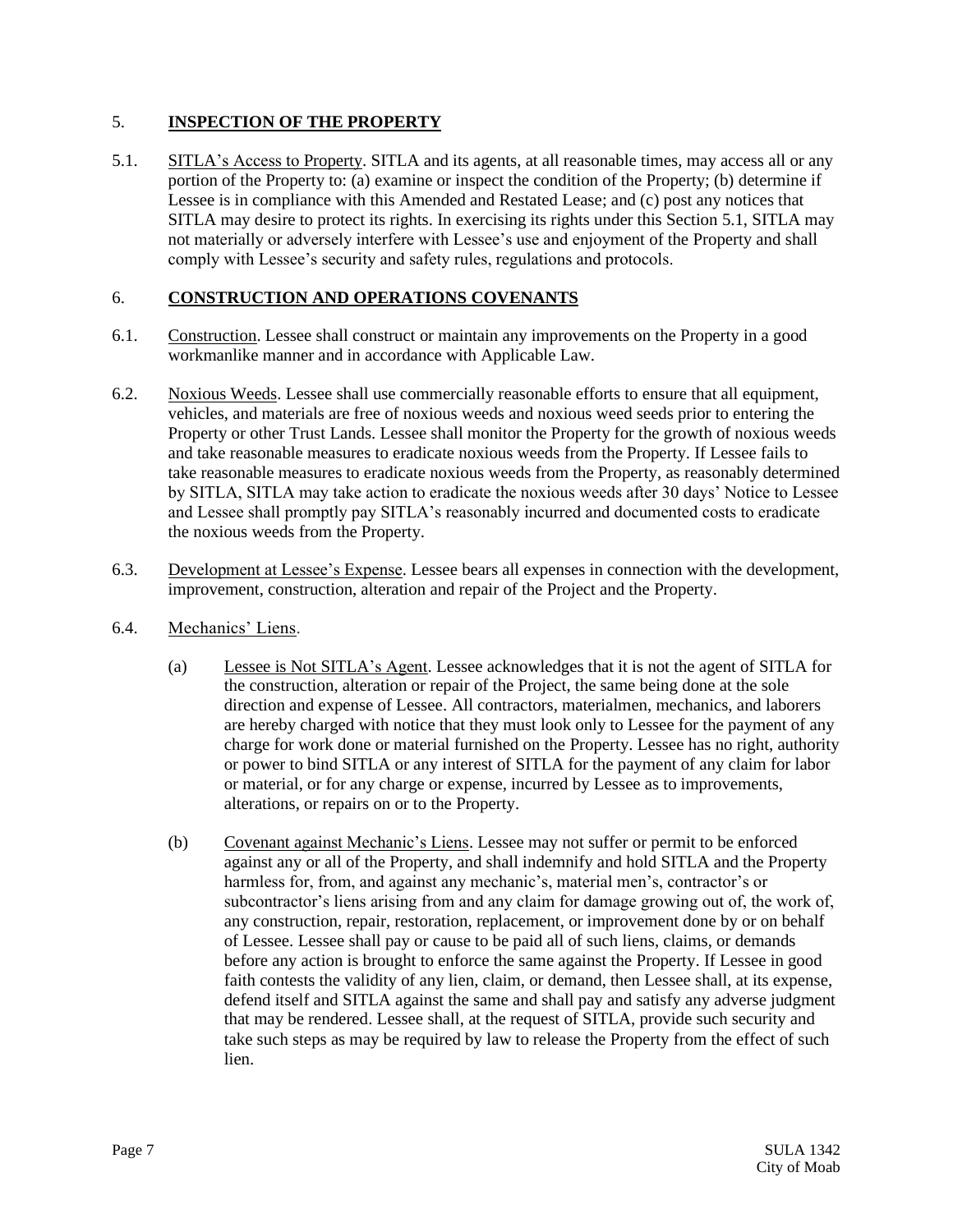## 5. **INSPECTION OF THE PROPERTY**

5.1. SITLA's Access to Property. SITLA and its agents, at all reasonable times, may access all or any portion of the Property to: (a) examine or inspect the condition of the Property; (b) determine if Lessee is in compliance with this Amended and Restated Lease; and (c) post any notices that SITLA may desire to protect its rights. In exercising its rights under this Section 5.1, SITLA may not materially or adversely interfere with Lessee's use and enjoyment of the Property and shall comply with Lessee's security and safety rules, regulations and protocols.

## 6. **CONSTRUCTION AND OPERATIONS COVENANTS**

6.1. Construction. Lessee shall construct or maintain any improvements on the Property in a good workmanlike manner and in accordance with Applicable Law.

6.2. Noxious Weeds. Lessee shall use commercially reasonable efforts to ensure that all equipment, vehicles, and materials are free of noxious weeds and noxious weed seeds prior to entering the Property or other Trust Lands. Lessee shall monitor the Property for the growth of noxious weeds and take reasonable measures to eradicate noxious weeds from the Property. If Lessee fails to take reasonable measures to eradicate noxious weeds from the Property, as reasonably determined by SITLA, SITLA may take action to eradicate the noxious weeds after 30 days' Notice to Lessee and Lessee shall promptly pay SITLA's reasonably incurred and documented costs to eradicate the noxious weeds from the Property.

6.3. Development at Lessee's Expense. Lessee bears all expenses in connection with the development, improvement, construction, alteration and repair of the Project and the Property.

6.4. Mechanics' Liens.

(a) Lessee is Not SITLA's Agent. Lessee acknowledges that it is not the agent of SITLA for the construction, alteration or repair of the Project, the same being done at the sole direction and expense of Lessee. All contractors, materialmen, mechanics, and laborers are hereby charged with notice that they must look only to Lessee for the payment of any charge for work done or material furnished on the Property. Lessee has no right, authority or power to bind SITLA or any interest of SITLA for the payment of any claim for labor or material, or for any charge or expense, incurred by Lessee as to improvements, alterations, or repairs on or to the Property.

(b) Covenant against Mechanic's Liens. Lessee may not suffer or permit to be enforced against any or all of the Property, and shall indemnify and hold SITLA and the Property harmless for, from, and against any mechanic's, material men's, contractor's or subcontractor's liens arising from and any claim for damage growing out of, the work of, any construction, repair, restoration, replacement, or improvement done by or on behalf of Lessee. Lessee shall pay or cause to be paid all of such liens, claims, or demands before any action is brought to enforce the same against the Property. If Lessee in good faith contests the validity of any lien, claim, or demand, then Lessee shall, at its expense, defend itself and SITLA against the same and shall pay and satisfy any adverse judgment that may be rendered. Lessee shall, at the request of SITLA, provide such security and take such steps as may be required by law to release the Property from the effect of such lien.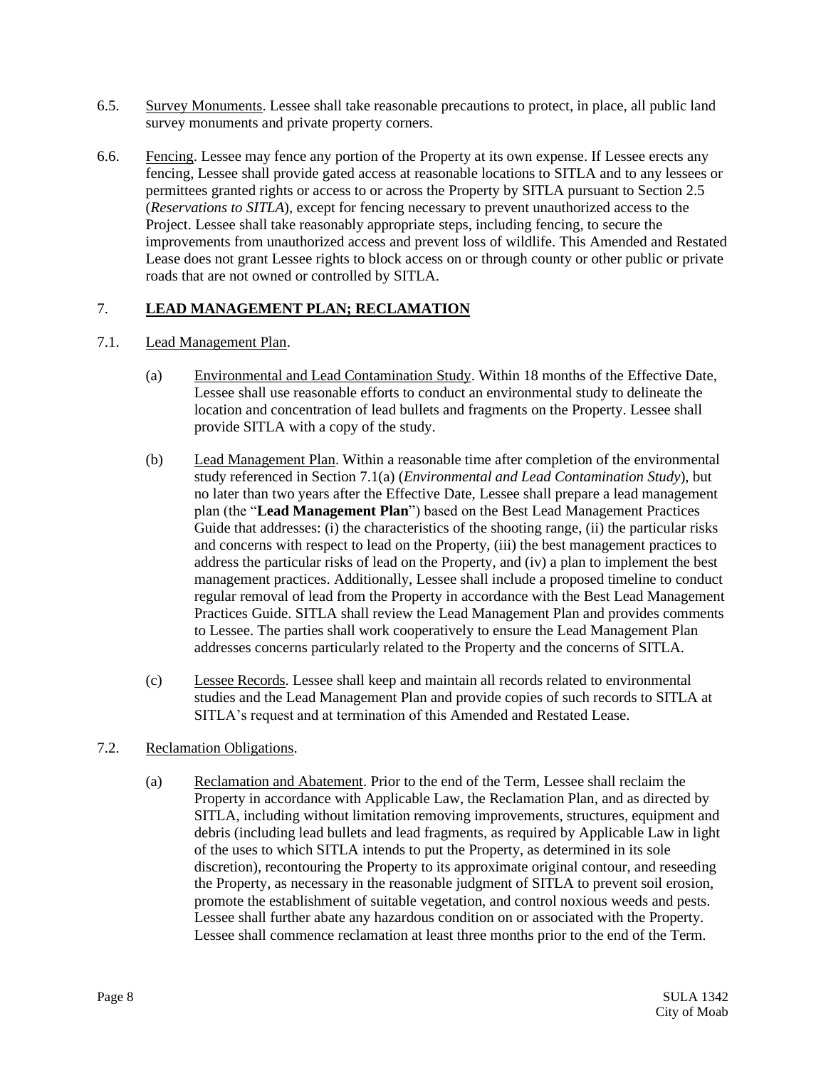6.5. Survey Monuments. Lessee shall take reasonable precautions to protect, in place, all public land survey monuments and private property corners.

6.6. Fencing. Lessee may fence any portion of the Property at its own expense. If Lessee erects any fencing, Lessee shall provide gated access at reasonable locations to SITLA and to any lessees or permittees granted rights or access to or across the Property by SITLA pursuant to Section 2.5 (*Reservations to SITLA*), except for fencing necessary to prevent unauthorized access to the Project. Lessee shall take reasonably appropriate steps, including fencing, to secure the improvements from unauthorized access and prevent loss of wildlife. This Amended and Restated Lease does not grant Lessee rights to block access on or through county or other public or private roads that are not owned or controlled by SITLA.

## 7. LEAD MANAGEMENT PLAN; RECLAMATION

7.1. Lead Management Plan.

(a) Environmental and Lead Contamination Study. Within 18 months of the Effective Date, Lessee shall use reasonable efforts to conduct an environmental study to delineate the location and concentration of lead bullets and fragments on the Property. Lessee shall provide SITLA with a copy of the study.

(b) Lead Management Plan. Within a reasonable time after completion of the environmental study referenced in Section 7.1(a) (*Environmental and Lead Contamination Study*), but no later than two years after the Effective Date, Lessee shall prepare a lead management plan (the "**Lead Management Plan**") based on the Best Lead Management Practices Guide that addresses: (i) the characteristics of the shooting range, (ii) the particular risks and concerns with respect to lead on the Property, (iii) the best management practices to address the particular risks of lead on the Property, and (iv) a plan to implement the best management practices. Additionally, Lessee shall include a proposed timeline to conduct regular removal of lead from the Property in accordance with the Best Lead Management Practices Guide. SITLA shall review the Lead Management Plan and provides comments to Lessee. The parties shall work cooperatively to ensure the Lead Management Plan addresses concerns particularly related to the Property and the concerns of SITLA.

(c) Lessee Records. Lessee shall keep and maintain all records related to environmental studies and the Lead Management Plan and provide copies of such records to SITLA at SITLA's request and at termination of this Amended and Restated Lease.

7.2. Reclamation Obligations.

(a) Reclamation and Abatement. Prior to the end of the Term, Lessee shall reclaim the Property in accordance with Applicable Law, the Reclamation Plan, and as directed by SITLA, including without limitation removing improvements, structures, equipment and debris (including lead bullets and lead fragments, as required by Applicable Law in light of the uses to which SITLA intends to put the Property, as determined in its sole discretion), recontouring the Property to its approximate original contour, and reseeding the Property, as necessary in the reasonable judgment of SITLA to prevent soil erosion, promote the establishment of suitable vegetation, and control noxious weeds and pests. Lessee shall further abate any hazardous condition on or associated with the Property. Lessee shall commence reclamation at least three months prior to the end of the Term.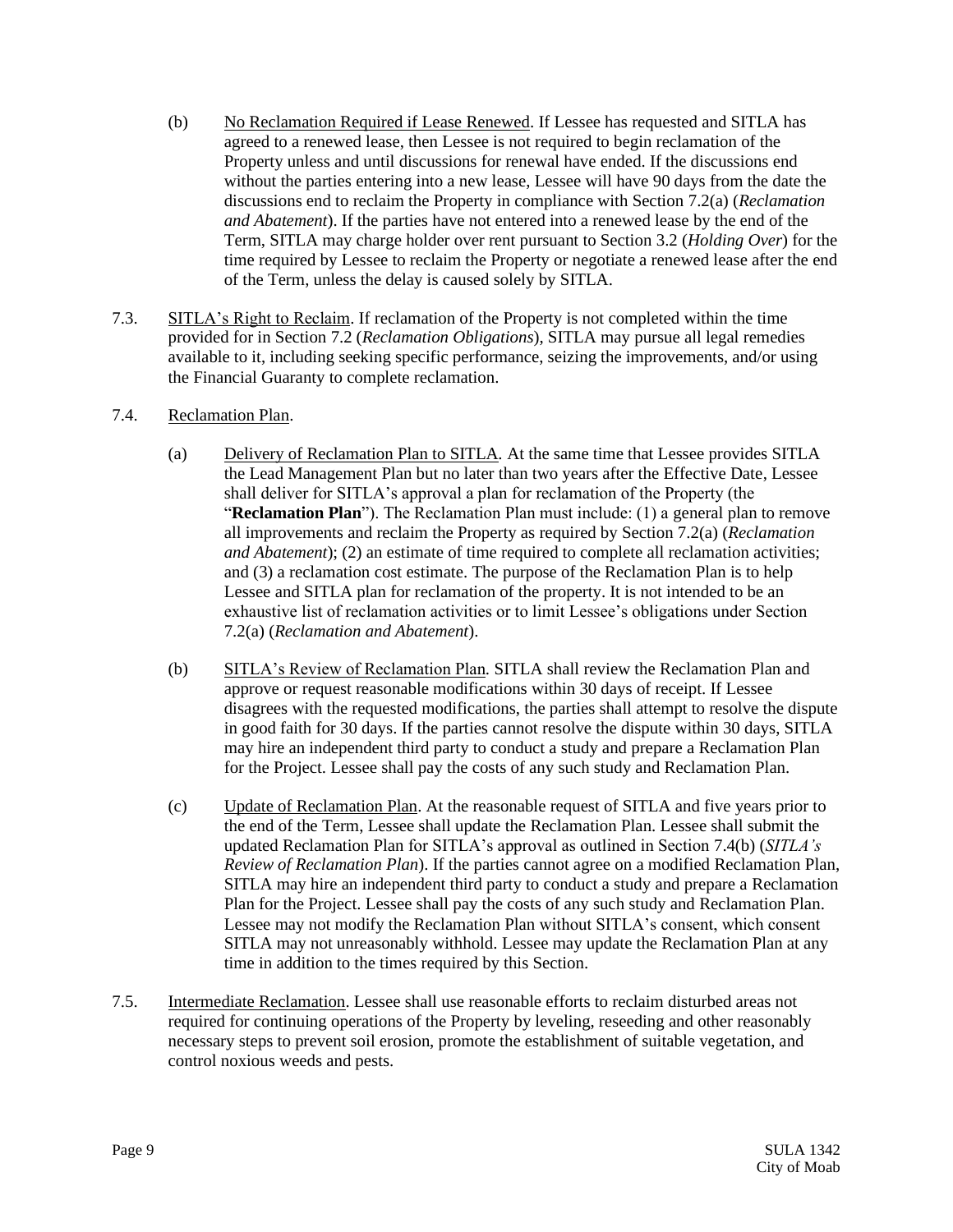(b) No Reclamation Required if Lease Renewed. If Lessee has requested and SITLA has agreed to a renewed lease, then Lessee is not required to begin reclamation of the Property unless and until discussions for renewal have ended. If the discussions end without the parties entering into a new lease, Lessee will have 90 days from the date the discussions end to reclaim the Property in compliance with Section 7.2(a) (*Reclamation and Abatement*). If the parties have not entered into a renewed lease by the end of the Term, SITLA may charge holder over rent pursuant to Section 3.2 (*Holding Over*) for the time required by Lessee to reclaim the Property or negotiate a renewed lease after the end of the Term, unless the delay is caused solely by SITLA.

7.3. SITLA's Right to Reclaim. If reclamation of the Property is not completed within the time provided for in Section 7.2 (*Reclamation Obligations*), SITLA may pursue all legal remedies available to it, including seeking specific performance, seizing the improvements, and/or using the Financial Guaranty to complete reclamation.

7.4. Reclamation Plan.

(a) Delivery of Reclamation Plan to SITLA. At the same time that Lessee provides SITLA the Lead Management Plan but no later than two years after the Effective Date, Lessee shall deliver for SITLA's approval a plan for reclamation of the Property (the "**Reclamation Plan**"). The Reclamation Plan must include: (1) a general plan to remove all improvements and reclaim the Property as required by Section 7.2(a) (*Reclamation and Abatement*); (2) an estimate of time required to complete all reclamation activities; and (3) a reclamation cost estimate. The purpose of the Reclamation Plan is to help Lessee and SITLA plan for reclamation of the property. It is not intended to be an exhaustive list of reclamation activities or to limit Lessee's obligations under Section 7.2(a) (*Reclamation and Abatement*).

(b) SITLA's Review of Reclamation Plan. SITLA shall review the Reclamation Plan and approve or request reasonable modifications within 30 days of receipt. If Lessee disagrees with the requested modifications, the parties shall attempt to resolve the dispute in good faith for 30 days. If the parties cannot resolve the dispute within 30 days, SITLA may hire an independent third party to conduct a study and prepare a Reclamation Plan for the Project. Lessee shall pay the costs of any such study and Reclamation Plan.

(c) Update of Reclamation Plan. At the reasonable request of SITLA and five years prior to the end of the Term, Lessee shall update the Reclamation Plan. Lessee shall submit the updated Reclamation Plan for SITLA's approval as outlined in Section 7.4(b) (*SITLA's Review of Reclamation Plan*). If the parties cannot agree on a modified Reclamation Plan, SITLA may hire an independent third party to conduct a study and prepare a Reclamation Plan for the Project. Lessee shall pay the costs of any such study and Reclamation Plan. Lessee may not modify the Reclamation Plan without SITLA's consent, which consent SITLA may not unreasonably withhold. Lessee may update the Reclamation Plan at any time in addition to the times required by this Section.

7.5. Intermediate Reclamation. Lessee shall use reasonable efforts to reclaim disturbed areas not required for continuing operations of the Property by leveling, reseeding and other reasonably necessary steps to prevent soil erosion, promote the establishment of suitable vegetation, and control noxious weeds and pests.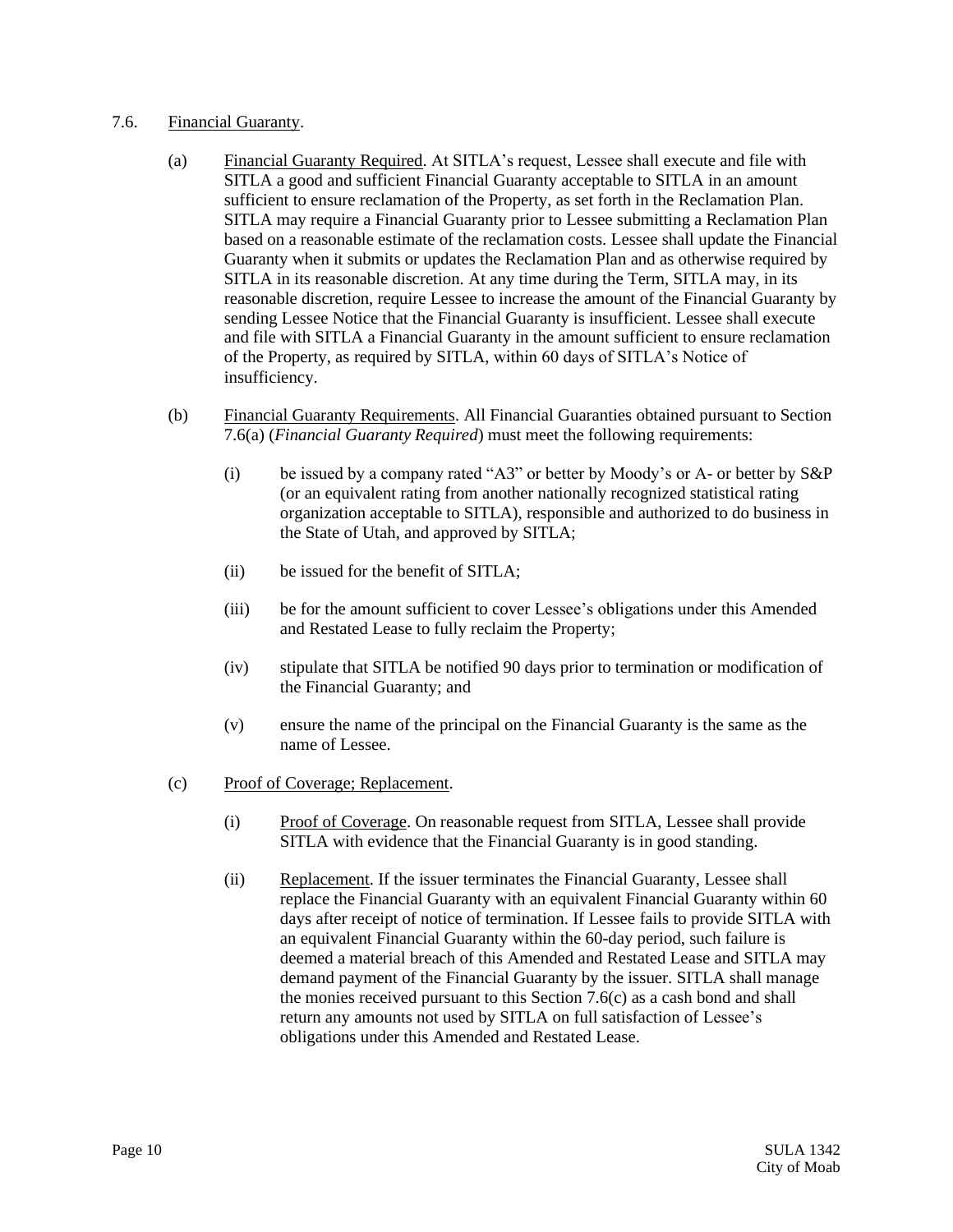7.6. Financial Guaranty.

(a) Financial Guaranty Required. At SITLA's request, Lessee shall execute and file with SITLA a good and sufficient Financial Guaranty acceptable to SITLA in an amount sufficient to ensure reclamation of the Property, as set forth in the Reclamation Plan. SITLA may require a Financial Guaranty prior to Lessee submitting a Reclamation Plan based on a reasonable estimate of the reclamation costs. Lessee shall update the Financial Guaranty when it submits or updates the Reclamation Plan and as otherwise required by SITLA in its reasonable discretion. At any time during the Term, SITLA may, in its reasonable discretion, require Lessee to increase the amount of the Financial Guaranty by sending Lessee Notice that the Financial Guaranty is insufficient. Lessee shall execute and file with SITLA a Financial Guaranty in the amount sufficient to ensure reclamation of the Property, as required by SITLA, within 60 days of SITLA's Notice of insufficiency.

(b) Financial Guaranty Requirements. All Financial Guaranties obtained pursuant to Section 7.6(a) (*Financial Guaranty Required*) must meet the following requirements:

(i) be issued by a company rated "A3" or better by Moody's or A- or better by S&P (or an equivalent rating from another nationally recognized statistical rating organization acceptable to SITLA), responsible and authorized to do business in the State of Utah, and approved by SITLA;

(ii) be issued for the benefit of SITLA;

(iii) be for the amount sufficient to cover Lessee's obligations under this Amended and Restated Lease to fully reclaim the Property;

(iv) stipulate that SITLA be notified 90 days prior to termination or modification of the Financial Guaranty; and

(v) ensure the name of the principal on the Financial Guaranty is the same as the name of Lessee.

(c) Proof of Coverage; Replacement.

(i) Proof of Coverage. On reasonable request from SITLA, Lessee shall provide SITLA with evidence that the Financial Guaranty is in good standing.

(ii) Replacement. If the issuer terminates the Financial Guaranty, Lessee shall replace the Financial Guaranty with an equivalent Financial Guaranty within 60 days after receipt of notice of termination. If Lessee fails to provide SITLA with an equivalent Financial Guaranty within the 60-day period, such failure is deemed a material breach of this Amended and Restated Lease and SITLA may demand payment of the Financial Guaranty by the issuer. SITLA shall manage the monies received pursuant to this Section 7.6(c) as a cash bond and shall return any amounts not used by SITLA on full satisfaction of Lessee's obligations under this Amended and Restated Lease.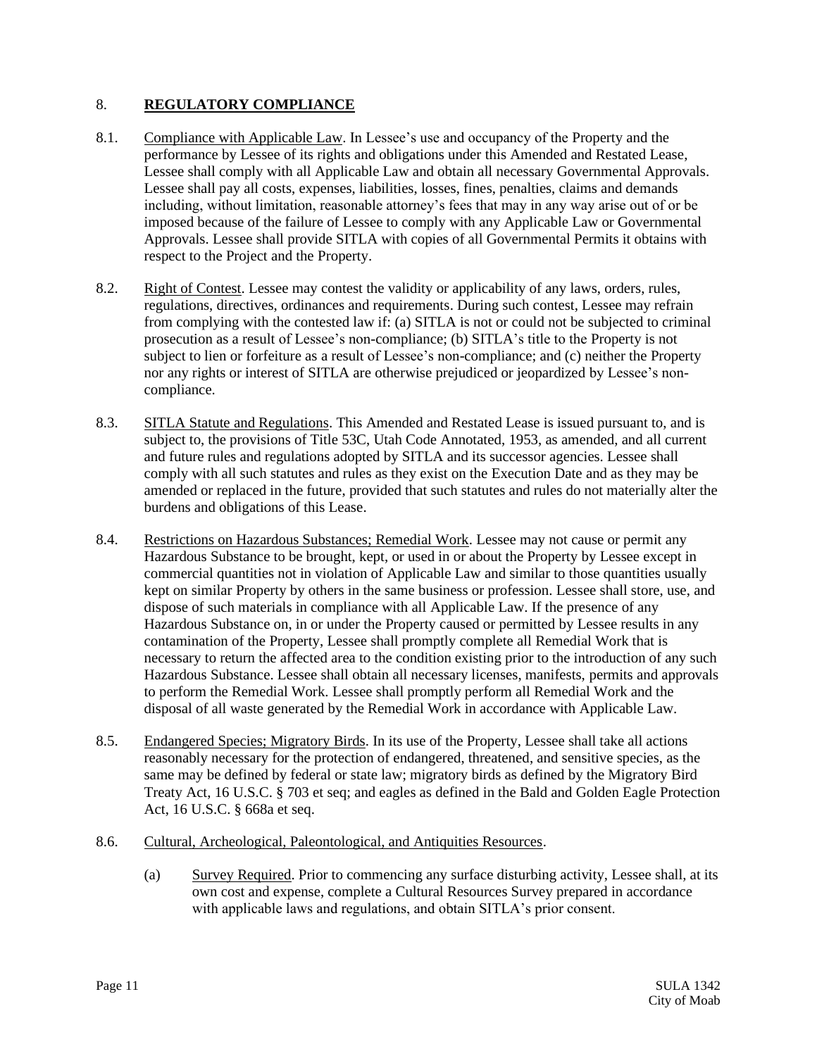## 8. **REGULATORY COMPLIANCE**

8.1. Compliance with Applicable Law. In Lessee's use and occupancy of the Property and the performance by Lessee of its rights and obligations under this Amended and Restated Lease, Lessee shall comply with all Applicable Law and obtain all necessary Governmental Approvals. Lessee shall pay all costs, expenses, liabilities, losses, fines, penalties, claims and demands including, without limitation, reasonable attorney's fees that may in any way arise out of or be imposed because of the failure of Lessee to comply with any Applicable Law or Governmental Approvals. Lessee shall provide SITLA with copies of all Governmental Permits it obtains with respect to the Project and the Property.

8.2. Right of Contest. Lessee may contest the validity or applicability of any laws, orders, rules, regulations, directives, ordinances and requirements. During such contest, Lessee may refrain from complying with the contested law if: (a) SITLA is not or could not be subjected to criminal prosecution as a result of Lessee's non-compliance; (b) SITLA's title to the Property is not subject to lien or forfeiture as a result of Lessee's non-compliance; and (c) neither the Property nor any rights or interest of SITLA are otherwise prejudiced or jeopardized by Lessee's non-compliance.

8.3. SITLA Statute and Regulations. This Amended and Restated Lease is issued pursuant to, and is subject to, the provisions of Title 53C, Utah Code Annotated, 1953, as amended, and all current and future rules and regulations adopted by SITLA and its successor agencies. Lessee shall comply with all such statutes and rules as they exist on the Execution Date and as they may be amended or replaced in the future, provided that such statutes and rules do not materially alter the burdens and obligations of this Lease.

8.4. Restrictions on Hazardous Substances; Remedial Work. Lessee may not cause or permit any Hazardous Substance to be brought, kept, or used in or about the Property by Lessee except in commercial quantities not in violation of Applicable Law and similar to those quantities usually kept on similar Property by others in the same business or profession. Lessee shall store, use, and dispose of such materials in compliance with all Applicable Law. If the presence of any Hazardous Substance on, in or under the Property caused or permitted by Lessee results in any contamination of the Property, Lessee shall promptly complete all Remedial Work that is necessary to return the affected area to the condition existing prior to the introduction of any such Hazardous Substance. Lessee shall obtain all necessary licenses, manifests, permits and approvals to perform the Remedial Work. Lessee shall promptly perform all Remedial Work and the disposal of all waste generated by the Remedial Work in accordance with Applicable Law.

8.5. Endangered Species; Migratory Birds. In its use of the Property, Lessee shall take all actions reasonably necessary for the protection of endangered, threatened, and sensitive species, as the same may be defined by federal or state law; migratory birds as defined by the Migratory Bird Treaty Act, 16 U.S.C. § 703 et seq; and eagles as defined in the Bald and Golden Eagle Protection Act, 16 U.S.C. § 668a et seq.

8.6. Cultural, Archeological, Paleontological, and Antiquities Resources.

(a) Survey Required. Prior to commencing any surface disturbing activity, Lessee shall, at its own cost and expense, complete a Cultural Resources Survey prepared in accordance with applicable laws and regulations, and obtain SITLA's prior consent.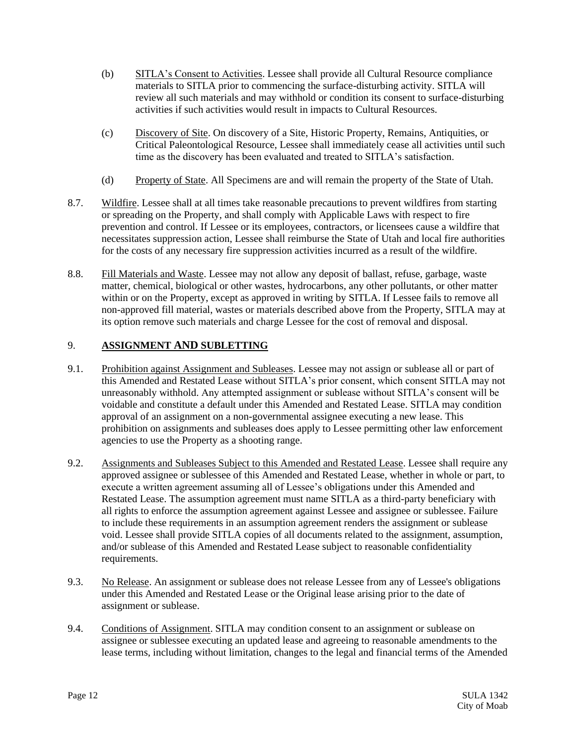(b) SITLA's Consent to Activities. Lessee shall provide all Cultural Resource compliance materials to SITLA prior to commencing the surface-disturbing activity. SITLA will review all such materials and may withhold or condition its consent to surface-disturbing activities if such activities would result in impacts to Cultural Resources.

(c) Discovery of Site. On discovery of a Site, Historic Property, Remains, Antiquities, or Critical Paleontological Resource, Lessee shall immediately cease all activities until such time as the discovery has been evaluated and treated to SITLA's satisfaction.

(d) Property of State. All Specimens are and will remain the property of the State of Utah.

8.7. Wildfire. Lessee shall at all times take reasonable precautions to prevent wildfires from starting or spreading on the Property, and shall comply with Applicable Laws with respect to fire prevention and control. If Lessee or its employees, contractors, or licensees cause a wildfire that necessitates suppression action, Lessee shall reimburse the State of Utah and local fire authorities for the costs of any necessary fire suppression activities incurred as a result of the wildfire.

8.8. Fill Materials and Waste. Lessee may not allow any deposit of ballast, refuse, garbage, waste matter, chemical, biological or other wastes, hydrocarbons, any other pollutants, or other matter within or on the Property, except as approved in writing by SITLA. If Lessee fails to remove all non-approved fill material, wastes or materials described above from the Property, SITLA may at its option remove such materials and charge Lessee for the cost of removal and disposal.

## 9. ASSIGNMENT AND SUBLETTING

9.1. Prohibition against Assignment and Subleases. Lessee may not assign or sublease all or part of this Amended and Restated Lease without SITLA's prior consent, which consent SITLA may not unreasonably withhold. Any attempted assignment or sublease without SITLA's consent will be voidable and constitute a default under this Amended and Restated Lease. SITLA may condition approval of an assignment on a non-governmental assignee executing a new lease. This prohibition on assignments and subleases does apply to Lessee permitting other law enforcement agencies to use the Property as a shooting range.

9.2. Assignments and Subleases Subject to this Amended and Restated Lease. Lessee shall require any approved assignee or sublessee of this Amended and Restated Lease, whether in whole or part, to execute a written agreement assuming all of Lessee's obligations under this Amended and Restated Lease. The assumption agreement must name SITLA as a third-party beneficiary with all rights to enforce the assumption agreement against Lessee and assignee or sublessee. Failure to include these requirements in an assumption agreement renders the assignment or sublease void. Lessee shall provide SITLA copies of all documents related to the assignment, assumption, and/or sublease of this Amended and Restated Lease subject to reasonable confidentiality requirements.

9.3. No Release. An assignment or sublease does not release Lessee from any of Lessee's obligations under this Amended and Restated Lease or the Original lease arising prior to the date of assignment or sublease.

9.4. Conditions of Assignment. SITLA may condition consent to an assignment or sublease on assignee or sublessee executing an updated lease and agreeing to reasonable amendments to the lease terms, including without limitation, changes to the legal and financial terms of the Amended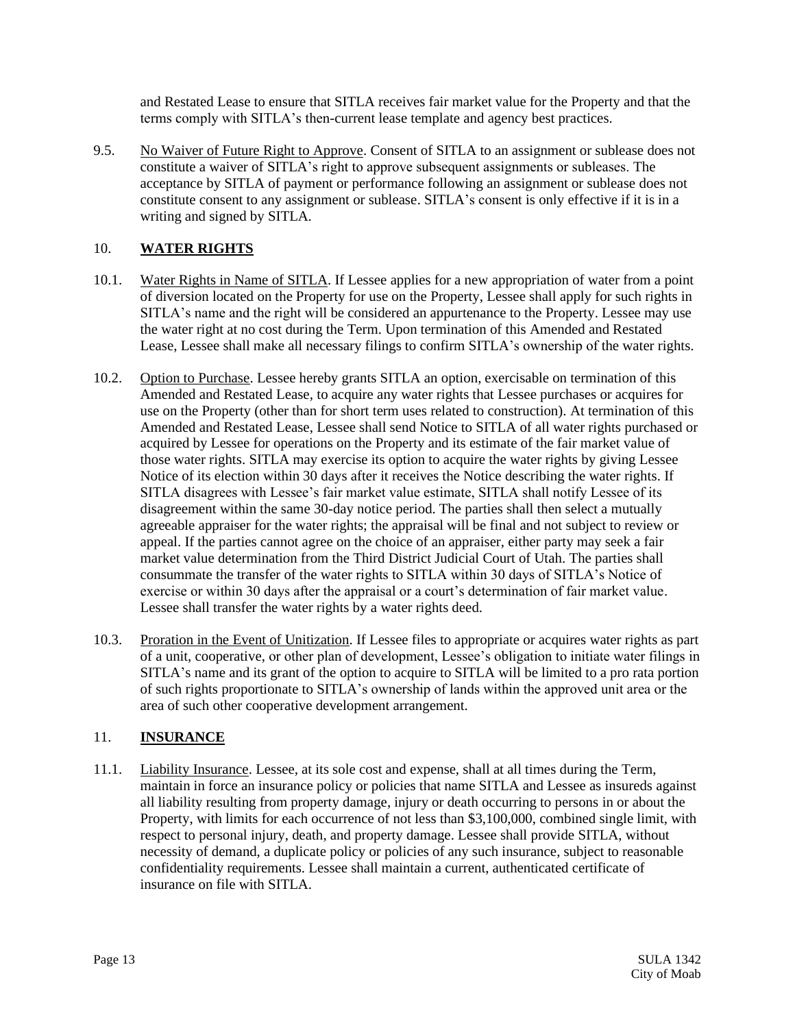and Restated Lease to ensure that SITLA receives fair market value for the Property and that the terms comply with SITLA's then-current lease template and agency best practices.

9.5. No Waiver of Future Right to Approve. Consent of SITLA to an assignment or sublease does not constitute a waiver of SITLA's right to approve subsequent assignments or subleases. The acceptance by SITLA of payment or performance following an assignment or sublease does not constitute consent to any assignment or sublease. SITLA's consent is only effective if it is in a writing and signed by SITLA.

## 10. **WATER RIGHTS**

10.1. Water Rights in Name of SITLA. If Lessee applies for a new appropriation of water from a point of diversion located on the Property for use on the Property, Lessee shall apply for such rights in SITLA's name and the right will be considered an appurtenance to the Property. Lessee may use the water right at no cost during the Term. Upon termination of this Amended and Restated Lease, Lessee shall make all necessary filings to confirm SITLA's ownership of the water rights.

10.2. Option to Purchase. Lessee hereby grants SITLA an option, exercisable on termination of this Amended and Restated Lease, to acquire any water rights that Lessee purchases or acquires for use on the Property (other than for short term uses related to construction). At termination of this Amended and Restated Lease, Lessee shall send Notice to SITLA of all water rights purchased or acquired by Lessee for operations on the Property and its estimate of the fair market value of those water rights. SITLA may exercise its option to acquire the water rights by giving Lessee Notice of its election within 30 days after it receives the Notice describing the water rights. If SITLA disagrees with Lessee's fair market value estimate, SITLA shall notify Lessee of its disagreement within the same 30-day notice period. The parties shall then select a mutually agreeable appraiser for the water rights; the appraisal will be final and not subject to review or appeal. If the parties cannot agree on the choice of an appraiser, either party may seek a fair market value determination from the Third District Judicial Court of Utah. The parties shall consummate the transfer of the water rights to SITLA within 30 days of SITLA's Notice of exercise or within 30 days after the appraisal or a court's determination of fair market value. Lessee shall transfer the water rights by a water rights deed.

10.3. Proration in the Event of Unitization. If Lessee files to appropriate or acquires water rights as part of a unit, cooperative, or other plan of development, Lessee's obligation to initiate water filings in SITLA's name and its grant of the option to acquire to SITLA will be limited to a pro rata portion of such rights proportionate to SITLA's ownership of lands within the approved unit area or the area of such other cooperative development arrangement.

## 11. **INSURANCE**

11.1. Liability Insurance. Lessee, at its sole cost and expense, shall at all times during the Term, maintain in force an insurance policy or policies that name SITLA and Lessee as insureds against all liability resulting from property damage, injury or death occurring to persons in or about the Property, with limits for each occurrence of not less than $3,100,000, combined single limit, with respect to personal injury, death, and property damage. Lessee shall provide SITLA, without necessity of demand, a duplicate policy or policies of any such insurance, subject to reasonable confidentiality requirements. Lessee shall maintain a current, authenticated certificate of insurance on file with SITLA.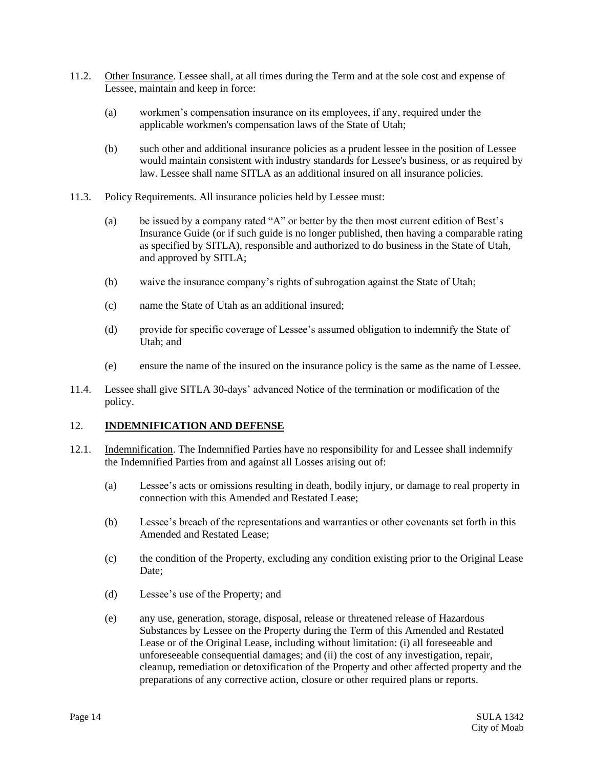11.2. Other Insurance. Lessee shall, at all times during the Term and at the sole cost and expense of Lessee, maintain and keep in force:

(a) workmen's compensation insurance on its employees, if any, required under the applicable workmen's compensation laws of the State of Utah;

(b) such other and additional insurance policies as a prudent lessee in the position of Lessee would maintain consistent with industry standards for Lessee's business, or as required by law. Lessee shall name SITLA as an additional insured on all insurance policies.

11.3. Policy Requirements. All insurance policies held by Lessee must:

(a) be issued by a company rated "A" or better by the then most current edition of Best's Insurance Guide (or if such guide is no longer published, then having a comparable rating as specified by SITLA), responsible and authorized to do business in the State of Utah, and approved by SITLA;

(b) waive the insurance company's rights of subrogation against the State of Utah;

(c) name the State of Utah as an additional insured;

(d) provide for specific coverage of Lessee's assumed obligation to indemnify the State of Utah; and

(e) ensure the name of the insured on the insurance policy is the same as the name of Lessee.

11.4. Lessee shall give SITLA 30-days' advanced Notice of the termination or modification of the policy.

## 12. INDEMNIFICATION AND DEFENSE

12.1. Indemnification. The Indemnified Parties have no responsibility for and Lessee shall indemnify the Indemnified Parties from and against all Losses arising out of:

(a) Lessee's acts or omissions resulting in death, bodily injury, or damage to real property in connection with this Amended and Restated Lease;

(b) Lessee's breach of the representations and warranties or other covenants set forth in this Amended and Restated Lease;

(c) the condition of the Property, excluding any condition existing prior to the Original Lease Date;

(d) Lessee's use of the Property; and

(e) any use, generation, storage, disposal, release or threatened release of Hazardous Substances by Lessee on the Property during the Term of this Amended and Restated Lease or of the Original Lease, including without limitation: (i) all foreseeable and unforeseeable consequential damages; and (ii) the cost of any investigation, repair, cleanup, remediation or detoxification of the Property and other affected property and the preparations of any corrective action, closure or other required plans or reports.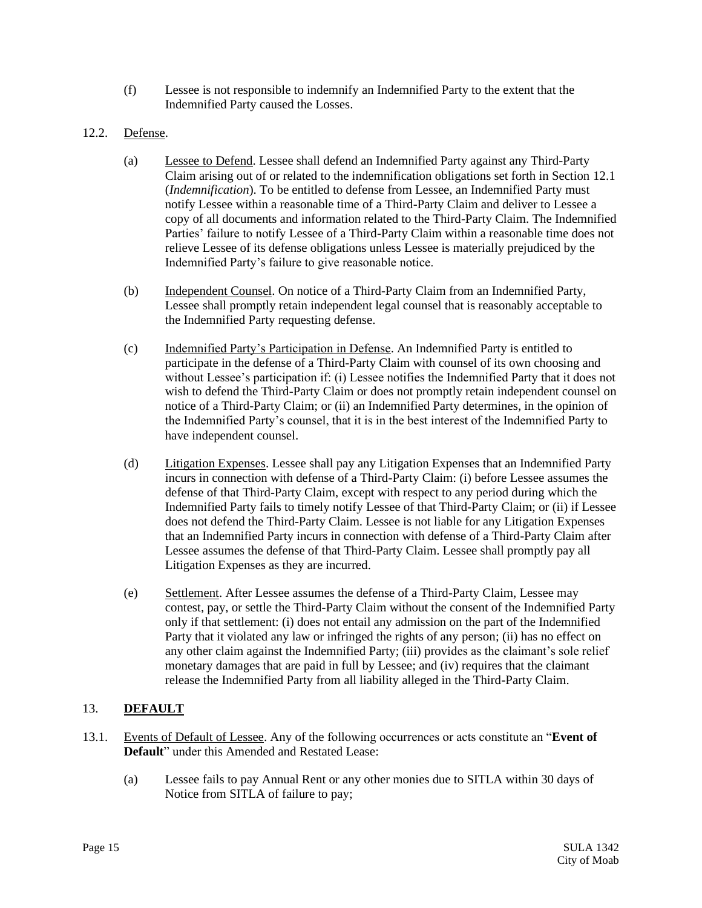(f) Lessee is not responsible to indemnify an Indemnified Party to the extent that the Indemnified Party caused the Losses.

12.2. Defense.

(a) Lessee to Defend. Lessee shall defend an Indemnified Party against any Third-Party Claim arising out of or related to the indemnification obligations set forth in Section 12.1 (*Indemnification*). To be entitled to defense from Lessee, an Indemnified Party must notify Lessee within a reasonable time of a Third-Party Claim and deliver to Lessee a copy of all documents and information related to the Third-Party Claim. The Indemnified Parties' failure to notify Lessee of a Third-Party Claim within a reasonable time does not relieve Lessee of its defense obligations unless Lessee is materially prejudiced by the Indemnified Party's failure to give reasonable notice.

(b) Independent Counsel. On notice of a Third-Party Claim from an Indemnified Party, Lessee shall promptly retain independent legal counsel that is reasonably acceptable to the Indemnified Party requesting defense.

(c) Indemnified Party's Participation in Defense. An Indemnified Party is entitled to participate in the defense of a Third-Party Claim with counsel of its own choosing and without Lessee's participation if: (i) Lessee notifies the Indemnified Party that it does not wish to defend the Third-Party Claim or does not promptly retain independent counsel on notice of a Third-Party Claim; or (ii) an Indemnified Party determines, in the opinion of the Indemnified Party's counsel, that it is in the best interest of the Indemnified Party to have independent counsel.

(d) Litigation Expenses. Lessee shall pay any Litigation Expenses that an Indemnified Party incurs in connection with defense of a Third-Party Claim: (i) before Lessee assumes the defense of that Third-Party Claim, except with respect to any period during which the Indemnified Party fails to timely notify Lessee of that Third-Party Claim; or (ii) if Lessee does not defend the Third-Party Claim. Lessee is not liable for any Litigation Expenses that an Indemnified Party incurs in connection with defense of a Third-Party Claim after Lessee assumes the defense of that Third-Party Claim. Lessee shall promptly pay all Litigation Expenses as they are incurred.

(e) Settlement. After Lessee assumes the defense of a Third-Party Claim, Lessee may contest, pay, or settle the Third-Party Claim without the consent of the Indemnified Party only if that settlement: (i) does not entail any admission on the part of the Indemnified Party that it violated any law or infringed the rights of any person; (ii) has no effect on any other claim against the Indemnified Party; (iii) provides as the claimant's sole relief monetary damages that are paid in full by Lessee; and (iv) requires that the claimant release the Indemnified Party from all liability alleged in the Third-Party Claim.

## 13. DEFAULT

13.1. Events of Default of Lessee. Any of the following occurrences or acts constitute an "**Event of Default**" under this Amended and Restated Lease:

(a) Lessee fails to pay Annual Rent or any other monies due to SITLA within 30 days of Notice from SITLA of failure to pay;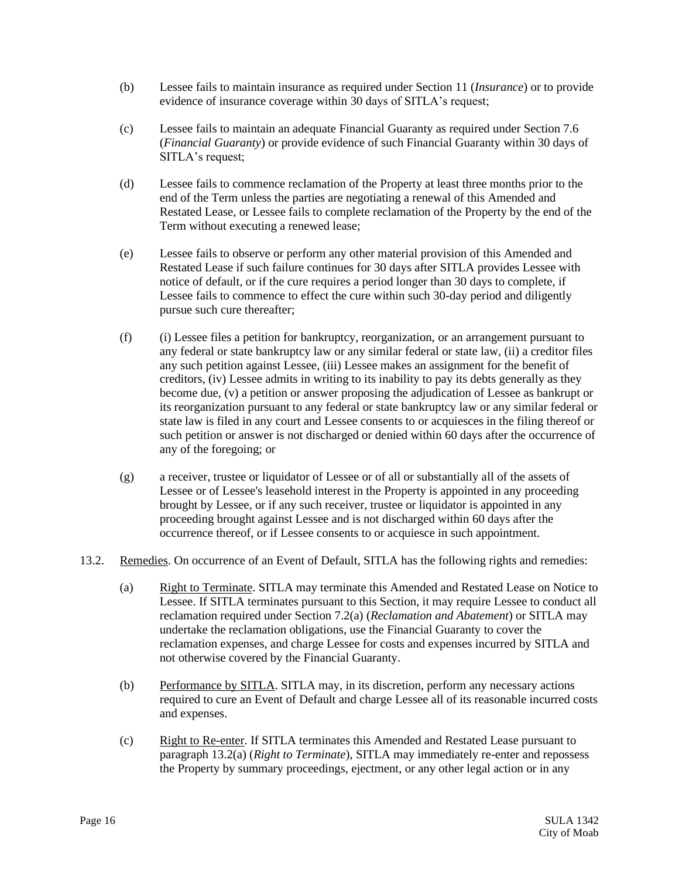(b) Lessee fails to maintain insurance as required under Section 11 (*Insurance*) or to provide evidence of insurance coverage within 30 days of SITLA's request;

(c) Lessee fails to maintain an adequate Financial Guaranty as required under Section 7.6 (*Financial Guaranty*) or provide evidence of such Financial Guaranty within 30 days of SITLA's request;

(d) Lessee fails to commence reclamation of the Property at least three months prior to the end of the Term unless the parties are negotiating a renewal of this Amended and Restated Lease, or Lessee fails to complete reclamation of the Property by the end of the Term without executing a renewed lease;

(e) Lessee fails to observe or perform any other material provision of this Amended and Restated Lease if such failure continues for 30 days after SITLA provides Lessee with notice of default, or if the cure requires a period longer than 30 days to complete, if Lessee fails to commence to effect the cure within such 30-day period and diligently pursue such cure thereafter;

(f) (i) Lessee files a petition for bankruptcy, reorganization, or an arrangement pursuant to any federal or state bankruptcy law or any similar federal or state law, (ii) a creditor files any such petition against Lessee, (iii) Lessee makes an assignment for the benefit of creditors, (iv) Lessee admits in writing to its inability to pay its debts generally as they become due, (v) a petition or answer proposing the adjudication of Lessee as bankrupt or its reorganization pursuant to any federal or state bankruptcy law or any similar federal or state law is filed in any court and Lessee consents to or acquiesces in the filing thereof or such petition or answer is not discharged or denied within 60 days after the occurrence of any of the foregoing; or

(g) a receiver, trustee or liquidator of Lessee or of all or substantially all of the assets of Lessee or of Lessee's leasehold interest in the Property is appointed in any proceeding brought by Lessee, or if any such receiver, trustee or liquidator is appointed in any proceeding brought against Lessee and is not discharged within 60 days after the occurrence thereof, or if Lessee consents to or acquiesce in such appointment.

13.2. Remedies. On occurrence of an Event of Default, SITLA has the following rights and remedies:

(a) Right to Terminate. SITLA may terminate this Amended and Restated Lease on Notice to Lessee. If SITLA terminates pursuant to this Section, it may require Lessee to conduct all reclamation required under Section 7.2(a) (*Reclamation and Abatement*) or SITLA may undertake the reclamation obligations, use the Financial Guaranty to cover the reclamation expenses, and charge Lessee for costs and expenses incurred by SITLA and not otherwise covered by the Financial Guaranty.

(b) Performance by SITLA. SITLA may, in its discretion, perform any necessary actions required to cure an Event of Default and charge Lessee all of its reasonable incurred costs and expenses.

(c) Right to Re-enter. If SITLA terminates this Amended and Restated Lease pursuant to paragraph 13.2(a) (*Right to Terminate*), SITLA may immediately re-enter and repossess the Property by summary proceedings, ejectment, or any other legal action or in any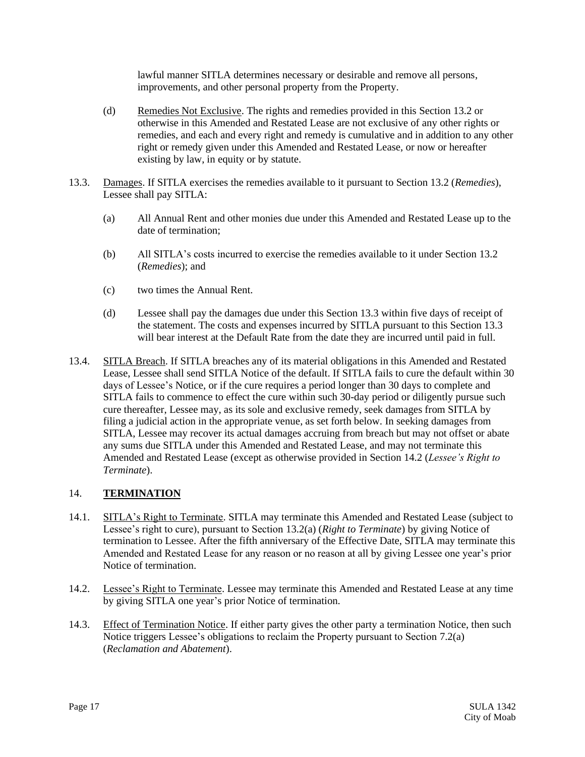lawful manner SITLA determines necessary or desirable and remove all persons, improvements, and other personal property from the Property.

(d) Remedies Not Exclusive. The rights and remedies provided in this Section 13.2 or otherwise in this Amended and Restated Lease are not exclusive of any other rights or remedies, and each and every right and remedy is cumulative and in addition to any other right or remedy given under this Amended and Restated Lease, or now or hereafter existing by law, in equity or by statute.

13.3. Damages. If SITLA exercises the remedies available to it pursuant to Section 13.2 (*Remedies*), Lessee shall pay SITLA:

(a) All Annual Rent and other monies due under this Amended and Restated Lease up to the date of termination;

(b) All SITLA's costs incurred to exercise the remedies available to it under Section 13.2 (*Remedies*); and

(c) two times the Annual Rent.

(d) Lessee shall pay the damages due under this Section 13.3 within five days of receipt of the statement. The costs and expenses incurred by SITLA pursuant to this Section 13.3 will bear interest at the Default Rate from the date they are incurred until paid in full.

13.4. SITLA Breach. If SITLA breaches any of its material obligations in this Amended and Restated Lease, Lessee shall send SITLA Notice of the default. If SITLA fails to cure the default within 30 days of Lessee's Notice, or if the cure requires a period longer than 30 days to complete and SITLA fails to commence to effect the cure within such 30-day period or diligently pursue such cure thereafter, Lessee may, as its sole and exclusive remedy, seek damages from SITLA by filing a judicial action in the appropriate venue, as set forth below. In seeking damages from SITLA, Lessee may recover its actual damages accruing from breach but may not offset or abate any sums due SITLA under this Amended and Restated Lease, and may not terminate this Amended and Restated Lease (except as otherwise provided in Section 14.2 (*Lessee's Right to Terminate*).

## 14. **TERMINATION**

14.1. SITLA's Right to Terminate. SITLA may terminate this Amended and Restated Lease (subject to Lessee's right to cure), pursuant to Section 13.2(a) (*Right to Terminate*) by giving Notice of termination to Lessee. After the fifth anniversary of the Effective Date, SITLA may terminate this Amended and Restated Lease for any reason or no reason at all by giving Lessee one year's prior Notice of termination.

14.2. Lessee's Right to Terminate. Lessee may terminate this Amended and Restated Lease at any time by giving SITLA one year's prior Notice of termination.

14.3. Effect of Termination Notice. If either party gives the other party a termination Notice, then such Notice triggers Lessee's obligations to reclaim the Property pursuant to Section 7.2(a) (*Reclamation and Abatement*).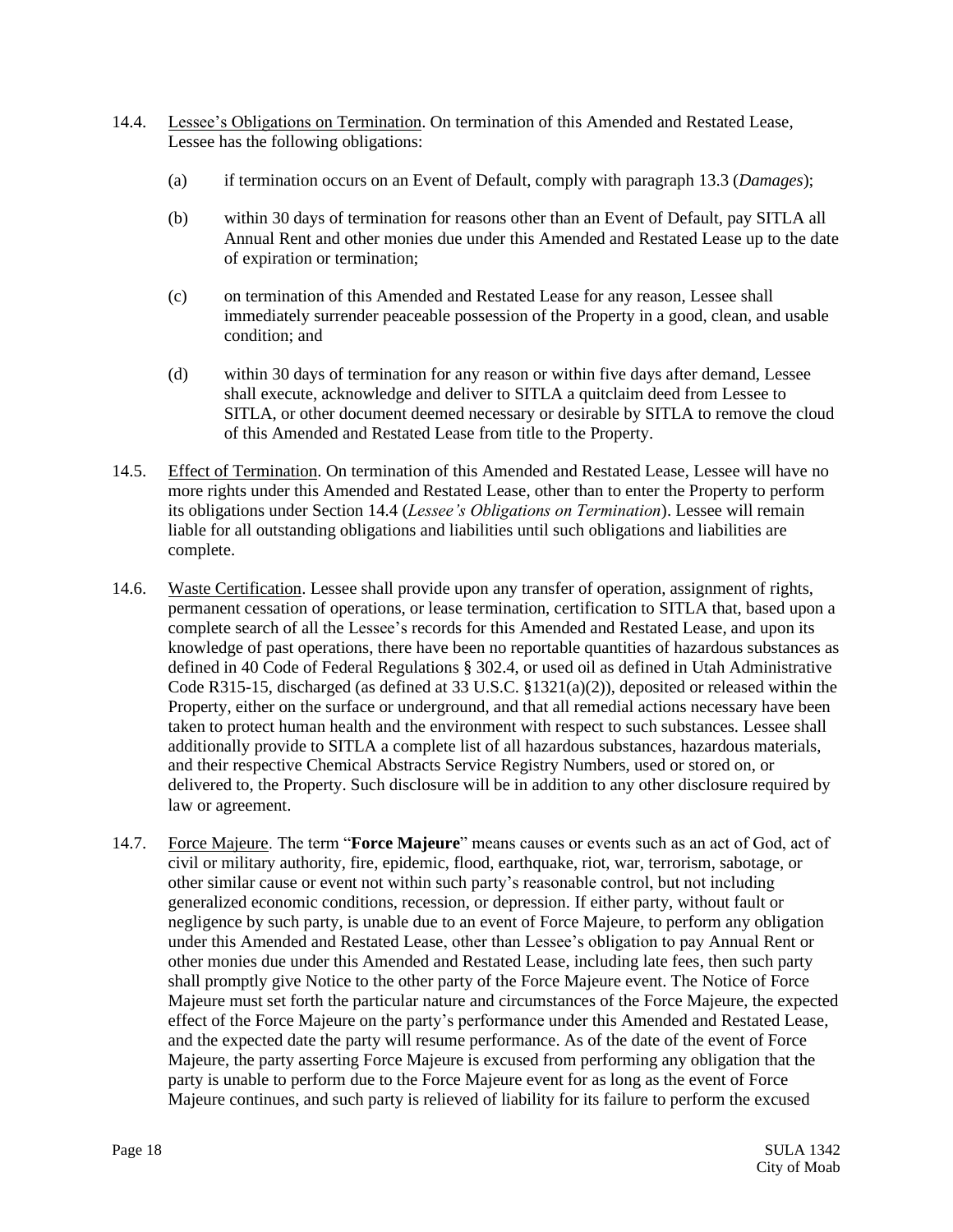14.4. Lessee's Obligations on Termination. On termination of this Amended and Restated Lease, Lessee has the following obligations:

(a) if termination occurs on an Event of Default, comply with paragraph 13.3 (*Damages*);

(b) within 30 days of termination for reasons other than an Event of Default, pay SITLA all Annual Rent and other monies due under this Amended and Restated Lease up to the date of expiration or termination;

(c) on termination of this Amended and Restated Lease for any reason, Lessee shall immediately surrender peaceable possession of the Property in a good, clean, and usable condition; and

(d) within 30 days of termination for any reason or within five days after demand, Lessee shall execute, acknowledge and deliver to SITLA a quitclaim deed from Lessee to SITLA, or other document deemed necessary or desirable by SITLA to remove the cloud of this Amended and Restated Lease from title to the Property.

14.5. Effect of Termination. On termination of this Amended and Restated Lease, Lessee will have no more rights under this Amended and Restated Lease, other than to enter the Property to perform its obligations under Section 14.4 (*Lessee's Obligations on Termination*). Lessee will remain liable for all outstanding obligations and liabilities until such obligations and liabilities are complete.

14.6. Waste Certification. Lessee shall provide upon any transfer of operation, assignment of rights, permanent cessation of operations, or lease termination, certification to SITLA that, based upon a complete search of all the Lessee's records for this Amended and Restated Lease, and upon its knowledge of past operations, there have been no reportable quantities of hazardous substances as defined in 40 Code of Federal Regulations § 302.4, or used oil as defined in Utah Administrative Code R315-15, discharged (as defined at 33 U.S.C. §1321(a)(2)), deposited or released within the Property, either on the surface or underground, and that all remedial actions necessary have been taken to protect human health and the environment with respect to such substances. Lessee shall additionally provide to SITLA a complete list of all hazardous substances, hazardous materials, and their respective Chemical Abstracts Service Registry Numbers, used or stored on, or delivered to, the Property. Such disclosure will be in addition to any other disclosure required by law or agreement.

14.7. Force Majeure. The term "**Force Majeure**" means causes or events such as an act of God, act of civil or military authority, fire, epidemic, flood, earthquake, riot, war, terrorism, sabotage, or other similar cause or event not within such party's reasonable control, but not including generalized economic conditions, recession, or depression. If either party, without fault or negligence by such party, is unable due to an event of Force Majeure, to perform any obligation under this Amended and Restated Lease, other than Lessee's obligation to pay Annual Rent or other monies due under this Amended and Restated Lease, including late fees, then such party shall promptly give Notice to the other party of the Force Majeure event. The Notice of Force Majeure must set forth the particular nature and circumstances of the Force Majeure, the expected effect of the Force Majeure on the party's performance under this Amended and Restated Lease, and the expected date the party will resume performance. As of the date of the event of Force Majeure, the party asserting Force Majeure is excused from performing any obligation that the party is unable to perform due to the Force Majeure event for as long as the event of Force Majeure continues, and such party is relieved of liability for its failure to perform the excused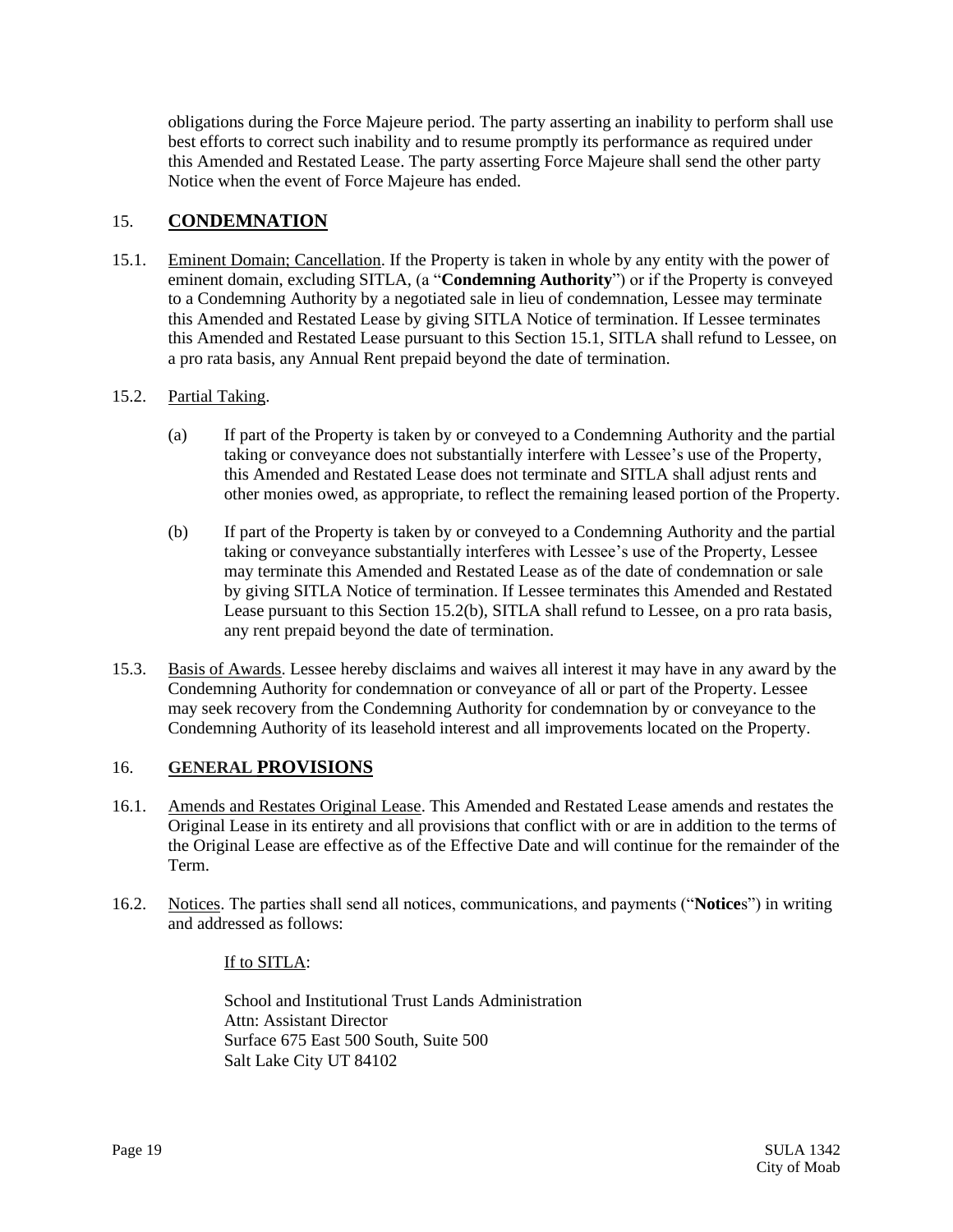obligations during the Force Majeure period. The party asserting an inability to perform shall use best efforts to correct such inability and to resume promptly its performance as required under this Amended and Restated Lease. The party asserting Force Majeure shall send the other party Notice when the event of Force Majeure has ended.

## 15. CONDEMNATION

15.1. Eminent Domain; Cancellation. If the Property is taken in whole by any entity with the power of eminent domain, excluding SITLA, (a "**Condemning Authority**") or if the Property is conveyed to a Condemning Authority by a negotiated sale in lieu of condemnation, Lessee may terminate this Amended and Restated Lease by giving SITLA Notice of termination. If Lessee terminates this Amended and Restated Lease pursuant to this Section 15.1, SITLA shall refund to Lessee, on a pro rata basis, any Annual Rent prepaid beyond the date of termination.

15.2. Partial Taking.

(a) If part of the Property is taken by or conveyed to a Condemning Authority and the partial taking or conveyance does not substantially interfere with Lessee's use of the Property, this Amended and Restated Lease does not terminate and SITLA shall adjust rents and other monies owed, as appropriate, to reflect the remaining leased portion of the Property.

(b) If part of the Property is taken by or conveyed to a Condemning Authority and the partial taking or conveyance substantially interferes with Lessee's use of the Property, Lessee may terminate this Amended and Restated Lease as of the date of condemnation or sale by giving SITLA Notice of termination. If Lessee terminates this Amended and Restated Lease pursuant to this Section 15.2(b), SITLA shall refund to Lessee, on a pro rata basis, any rent prepaid beyond the date of termination.

15.3. Basis of Awards. Lessee hereby disclaims and waives all interest it may have in any award by the Condemning Authority for condemnation or conveyance of all or part of the Property. Lessee may seek recovery from the Condemning Authority for condemnation by or conveyance to the Condemning Authority of its leasehold interest and all improvements located on the Property.

## 16. GENERAL PROVISIONS

16.1. Amends and Restates Original Lease. This Amended and Restated Lease amends and restates the Original Lease in its entirety and all provisions that conflict with or are in addition to the terms of the Original Lease are effective as of the Effective Date and will continue for the remainder of the Term.

16.2. Notices. The parties shall send all notices, communications, and payments ("**Notice**s") in writing and addressed as follows:

If to SITLA:

School and Institutional Trust Lands Administration
Attn: Assistant Director
Surface 675 East 500 South, Suite 500
Salt Lake City UT 84102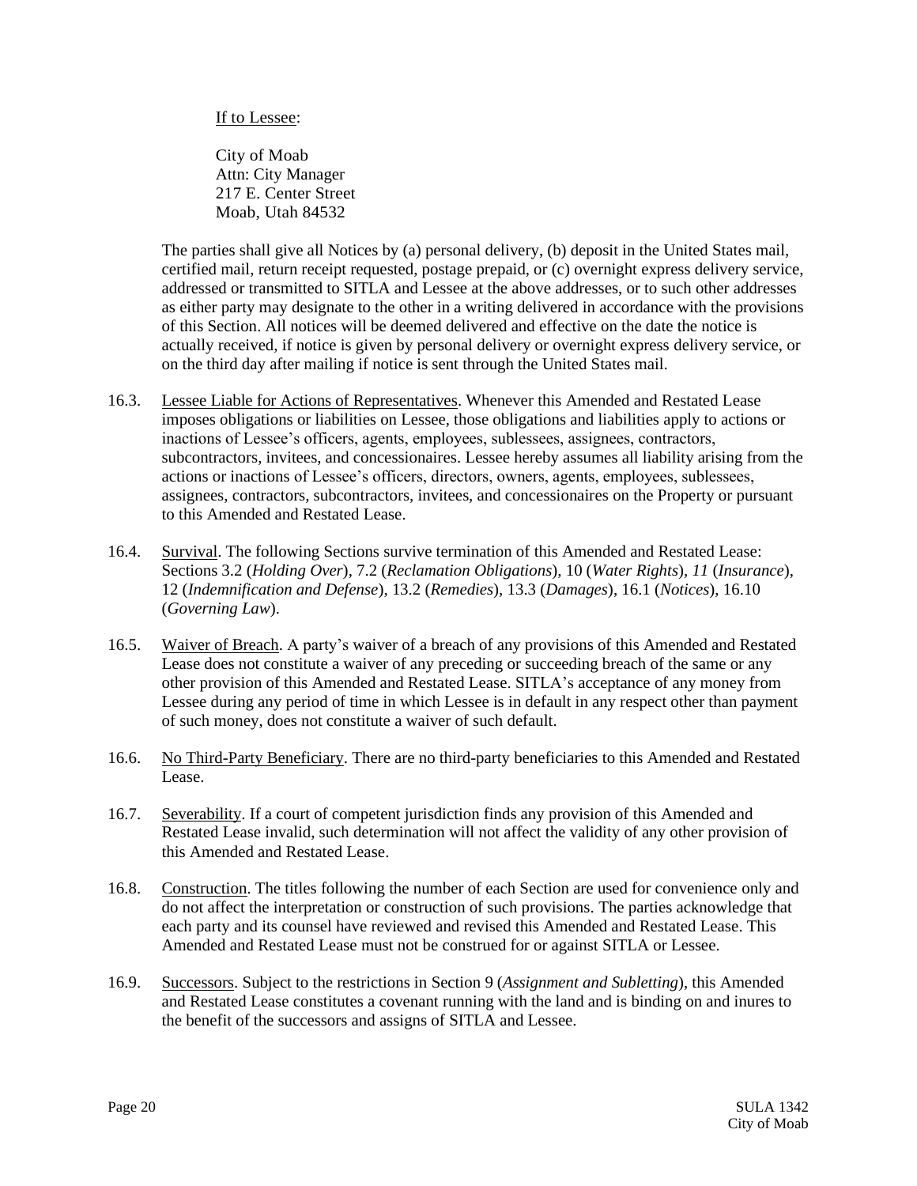If to Lessee:

City of Moab
Attn: City Manager
217 E. Center Street
Moab, Utah 84532

The parties shall give all Notices by (a) personal delivery, (b) deposit in the United States mail, certified mail, return receipt requested, postage prepaid, or (c) overnight express delivery service, addressed or transmitted to SITLA and Lessee at the above addresses, or to such other addresses as either party may designate to the other in a writing delivered in accordance with the provisions of this Section. All notices will be deemed delivered and effective on the date the notice is actually received, if notice is given by personal delivery or overnight express delivery service, or on the third day after mailing if notice is sent through the United States mail.

16.3. Lessee Liable for Actions of Representatives. Whenever this Amended and Restated Lease imposes obligations or liabilities on Lessee, those obligations and liabilities apply to actions or inactions of Lessee's officers, agents, employees, sublessees, assignees, contractors, subcontractors, invitees, and concessionaires. Lessee hereby assumes all liability arising from the actions or inactions of Lessee's officers, directors, owners, agents, employees, sublessees, assignees, contractors, subcontractors, invitees, and concessionaires on the Property or pursuant to this Amended and Restated Lease.

16.4. Survival. The following Sections survive termination of this Amended and Restated Lease: Sections 3.2 (*Holding Over*), 7.2 (*Reclamation Obligations*), 10 (*Water Rights*), *11* (*Insurance*), 12 (*Indemnification and Defense*), 13.2 (*Remedies*), 13.3 (*Damages*), 16.1 (*Notices*), 16.10 (*Governing Law*).

16.5. Waiver of Breach. A party's waiver of a breach of any provisions of this Amended and Restated Lease does not constitute a waiver of any preceding or succeeding breach of the same or any other provision of this Amended and Restated Lease. SITLA's acceptance of any money from Lessee during any period of time in which Lessee is in default in any respect other than payment of such money, does not constitute a waiver of such default.

16.6. No Third-Party Beneficiary. There are no third-party beneficiaries to this Amended and Restated Lease.

16.7. Severability. If a court of competent jurisdiction finds any provision of this Amended and Restated Lease invalid, such determination will not affect the validity of any other provision of this Amended and Restated Lease.

16.8. Construction. The titles following the number of each Section are used for convenience only and do not affect the interpretation or construction of such provisions. The parties acknowledge that each party and its counsel have reviewed and revised this Amended and Restated Lease. This Amended and Restated Lease must not be construed for or against SITLA or Lessee.

16.9. Successors. Subject to the restrictions in Section 9 (*Assignment and Subletting*), this Amended and Restated Lease constitutes a covenant running with the land and is binding on and inures to the benefit of the successors and assigns of SITLA and Lessee.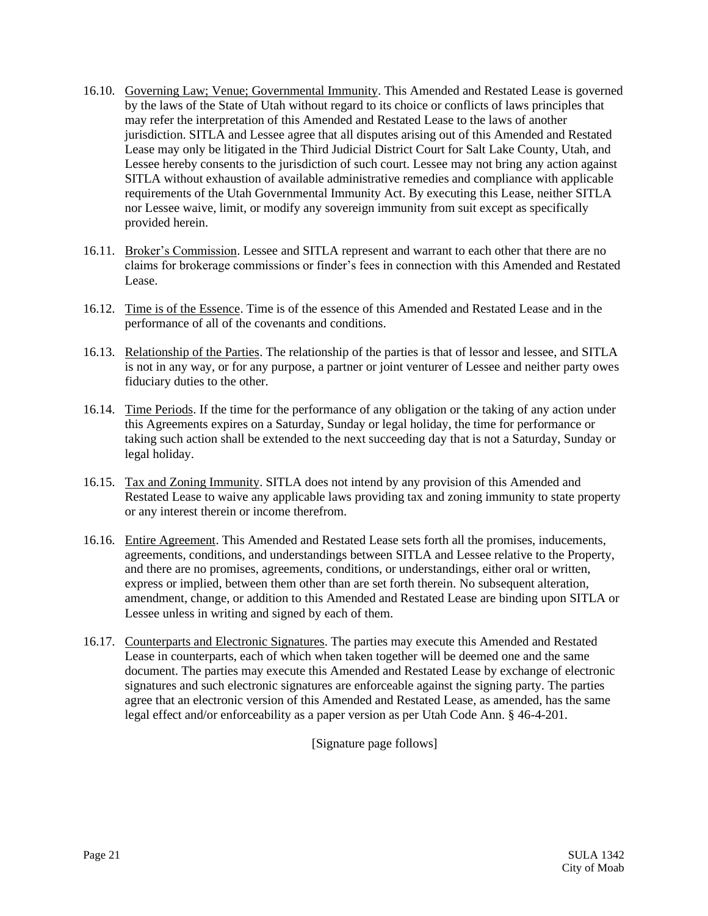16.10. Governing Law; Venue; Governmental Immunity. This Amended and Restated Lease is governed by the laws of the State of Utah without regard to its choice or conflicts of laws principles that may refer the interpretation of this Amended and Restated Lease to the laws of another jurisdiction. SITLA and Lessee agree that all disputes arising out of this Amended and Restated Lease may only be litigated in the Third Judicial District Court for Salt Lake County, Utah, and Lessee hereby consents to the jurisdiction of such court. Lessee may not bring any action against SITLA without exhaustion of available administrative remedies and compliance with applicable requirements of the Utah Governmental Immunity Act. By executing this Lease, neither SITLA nor Lessee waive, limit, or modify any sovereign immunity from suit except as specifically provided herein.

16.11. Broker's Commission. Lessee and SITLA represent and warrant to each other that there are no claims for brokerage commissions or finder's fees in connection with this Amended and Restated Lease.

16.12. Time is of the Essence. Time is of the essence of this Amended and Restated Lease and in the performance of all of the covenants and conditions.

16.13. Relationship of the Parties. The relationship of the parties is that of lessor and lessee, and SITLA is not in any way, or for any purpose, a partner or joint venturer of Lessee and neither party owes fiduciary duties to the other.

16.14. Time Periods. If the time for the performance of any obligation or the taking of any action under this Agreements expires on a Saturday, Sunday or legal holiday, the time for performance or taking such action shall be extended to the next succeeding day that is not a Saturday, Sunday or legal holiday.

16.15. Tax and Zoning Immunity. SITLA does not intend by any provision of this Amended and Restated Lease to waive any applicable laws providing tax and zoning immunity to state property or any interest therein or income therefrom.

16.16. Entire Agreement. This Amended and Restated Lease sets forth all the promises, inducements, agreements, conditions, and understandings between SITLA and Lessee relative to the Property, and there are no promises, agreements, conditions, or understandings, either oral or written, express or implied, between them other than are set forth therein. No subsequent alteration, amendment, change, or addition to this Amended and Restated Lease are binding upon SITLA or Lessee unless in writing and signed by each of them.

16.17. Counterparts and Electronic Signatures. The parties may execute this Amended and Restated Lease in counterparts, each of which when taken together will be deemed one and the same document. The parties may execute this Amended and Restated Lease by exchange of electronic signatures and such electronic signatures are enforceable against the signing party. The parties agree that an electronic version of this Amended and Restated Lease, as amended, has the same legal effect and/or enforceability as a paper version as per Utah Code Ann. § 46-4-201.

[Signature page follows]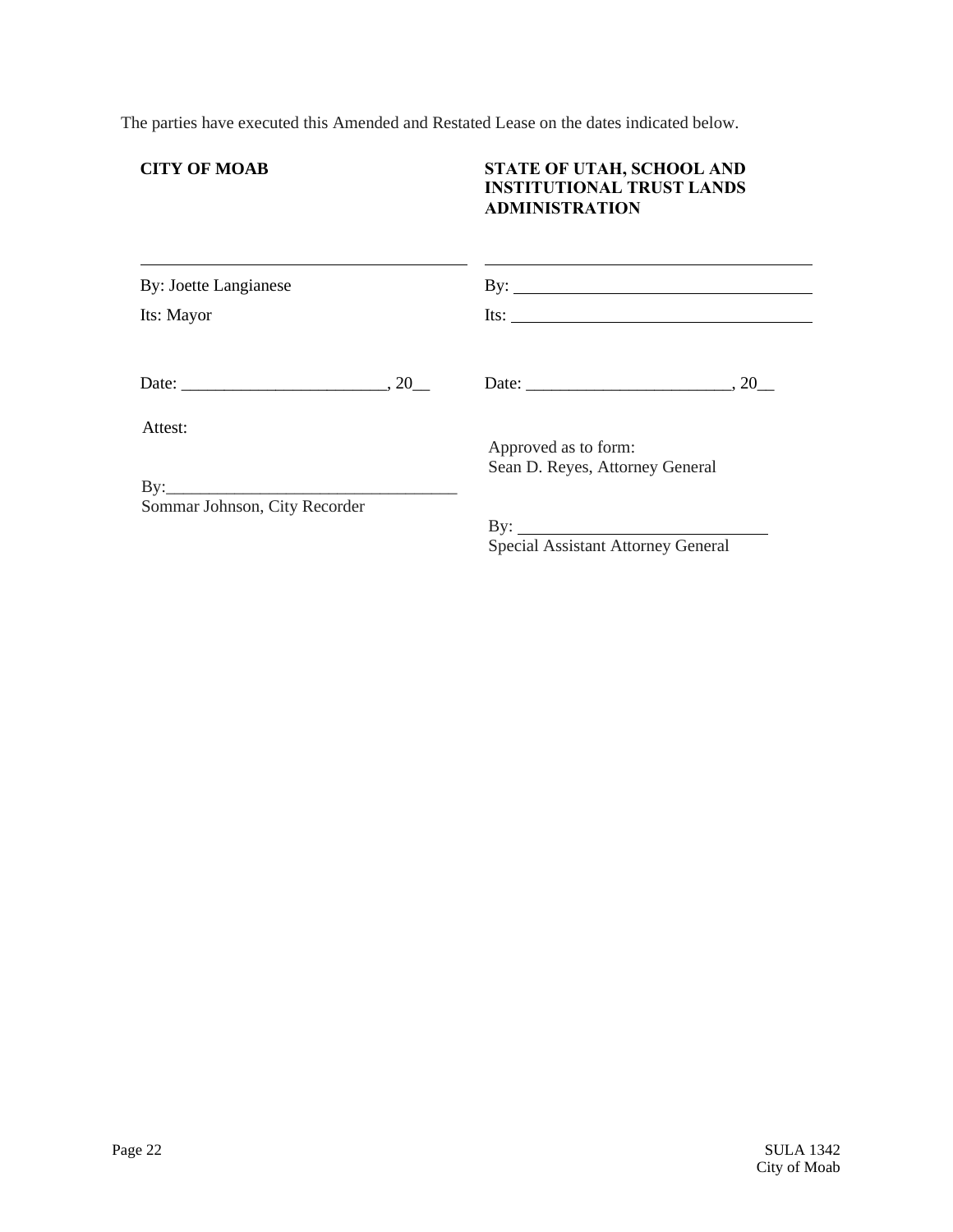The parties have executed this Amended and Restated Lease on the dates indicated below.

| **CITY OF MOAB** | **STATE OF UTAH, SCHOOL AND INSTITUTIONAL TRUST LANDS ADMINISTRATION** |
|---|---|
| ______________________________ | ______________________________ |
| By: Joette Langianese | By: ______________________________ |
| Its: Mayor | Its: ______________________________ |
| Date: ________________________, 20__ | Date: ________________________, 20__ |
| Attest: | Approved as to form: |
| | Sean D. Reyes, Attorney General |
| By:__________________________________ | |
| Sommar Johnson, City Recorder | By: ______________________________ |
| | Special Assistant Attorney General |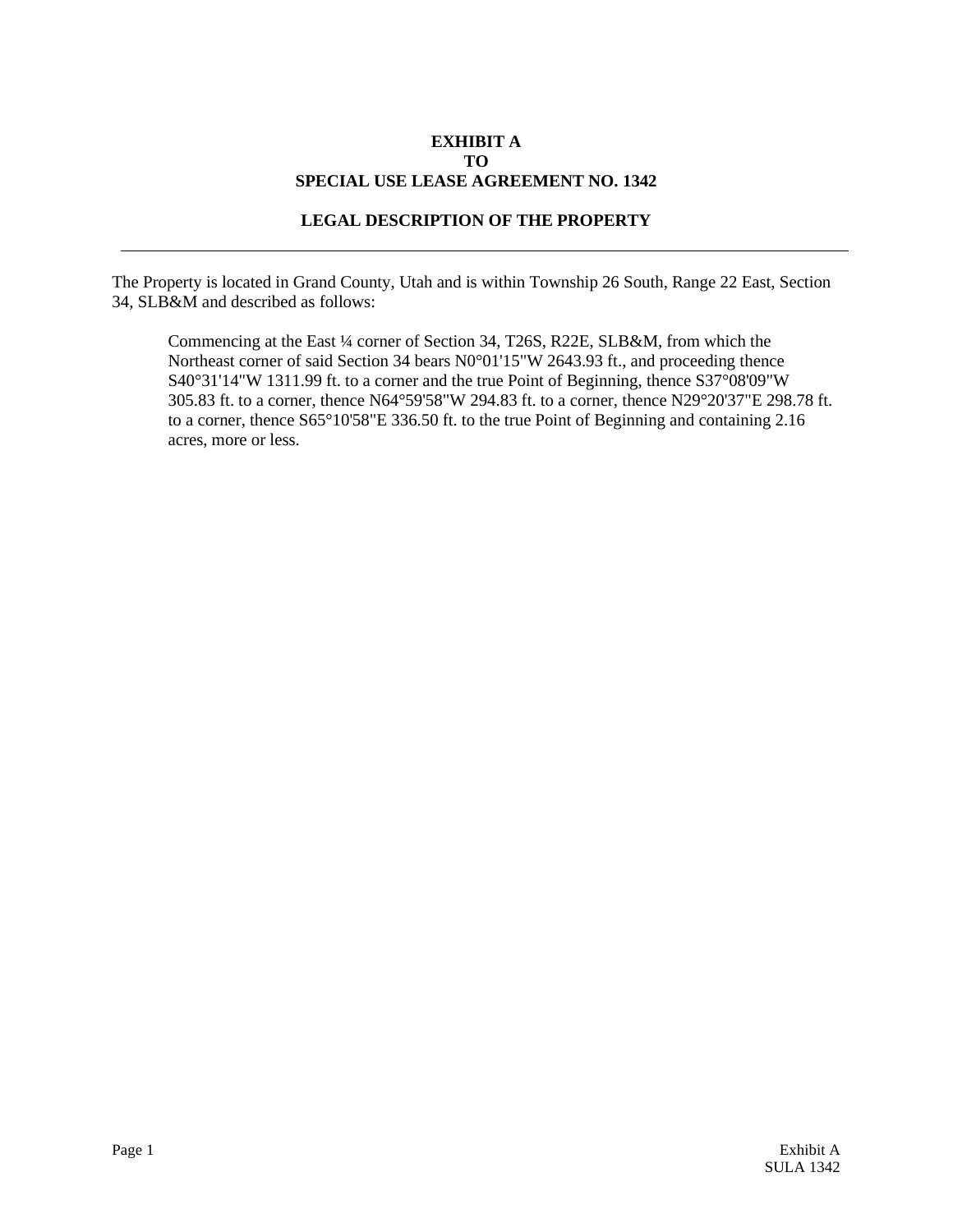**EXHIBIT A**
**TO**
**SPECIAL USE LEASE AGREEMENT NO. 1342**

**LEGAL DESCRIPTION OF THE PROPERTY**

---

The Property is located in Grand County, Utah and is within Township 26 South, Range 22 East, Section 34, SLB&M and described as follows:

> Commencing at the East ¼ corner of Section 34, T26S, R22E, SLB&M, from which the Northeast corner of said Section 34 bears N0°01'15"W 2643.93 ft., and proceeding thence S40°31'14"W 1311.99 ft. to a corner and the true Point of Beginning, thence S37°08'09"W 305.83 ft. to a corner, thence N64°59'58"W 294.83 ft. to a corner, thence N29°20'37"E 298.78 ft. to a corner, thence S65°10'58"E 336.50 ft. to the true Point of Beginning and containing 2.16 acres, more or less.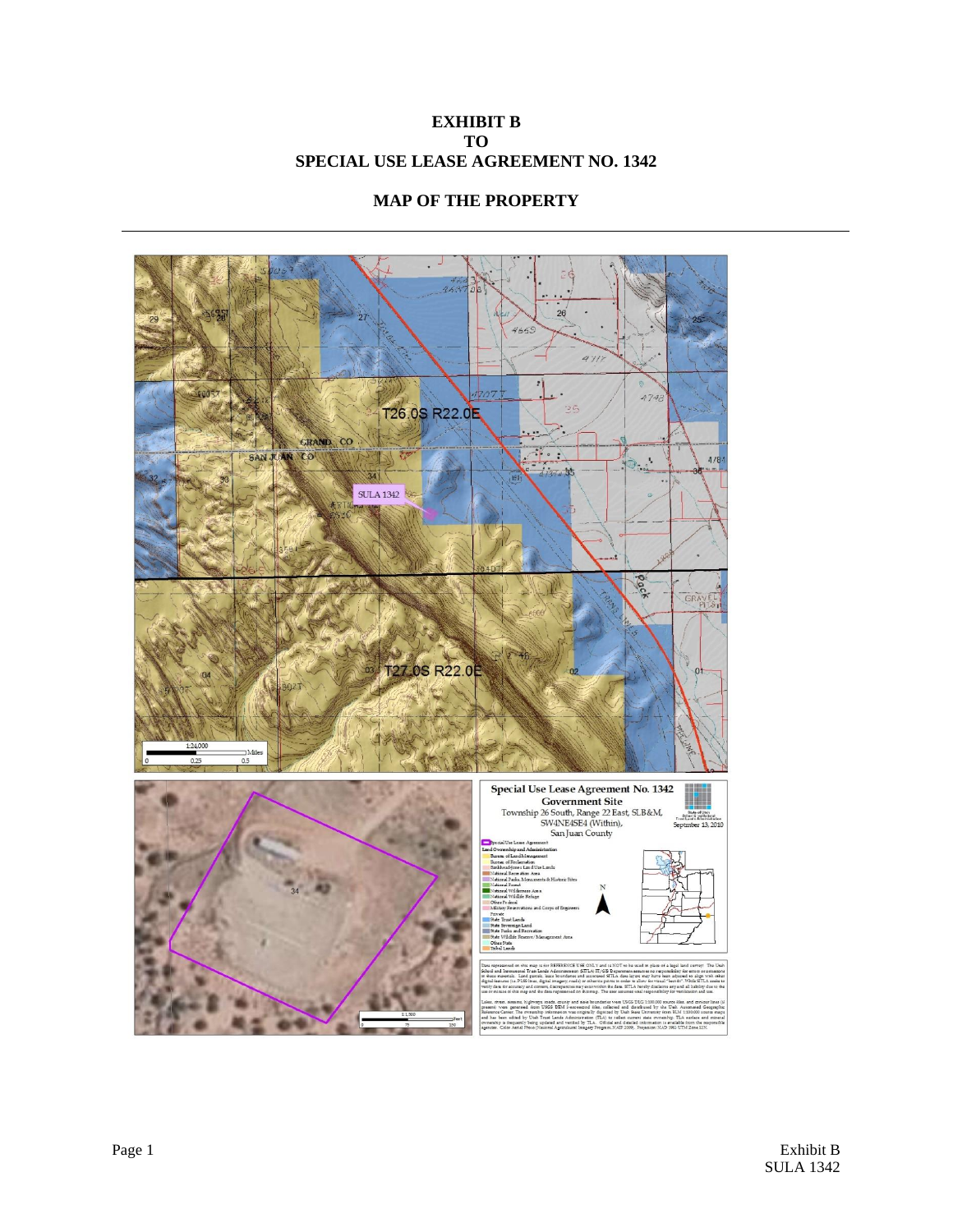**EXHIBIT B**
**TO**
**SPECIAL USE LEASE AGREEMENT NO. 1342**

**MAP OF THE PROPERTY**

---

T26.0S R22.0E

T27.0S R22.0E

SULA 1342

GRAND CO

SAN JUAN CO

1:24,000

Miles

0 0.25 0.5

1:1,500

Feet

0 75 150

**Special Use Lease Agreement No. 1342**
**Government Site**
Township 26 South, Range 22 East, SLB&M,
SW4NE4SE4 (Within),
San Juan County

September 13, 2010